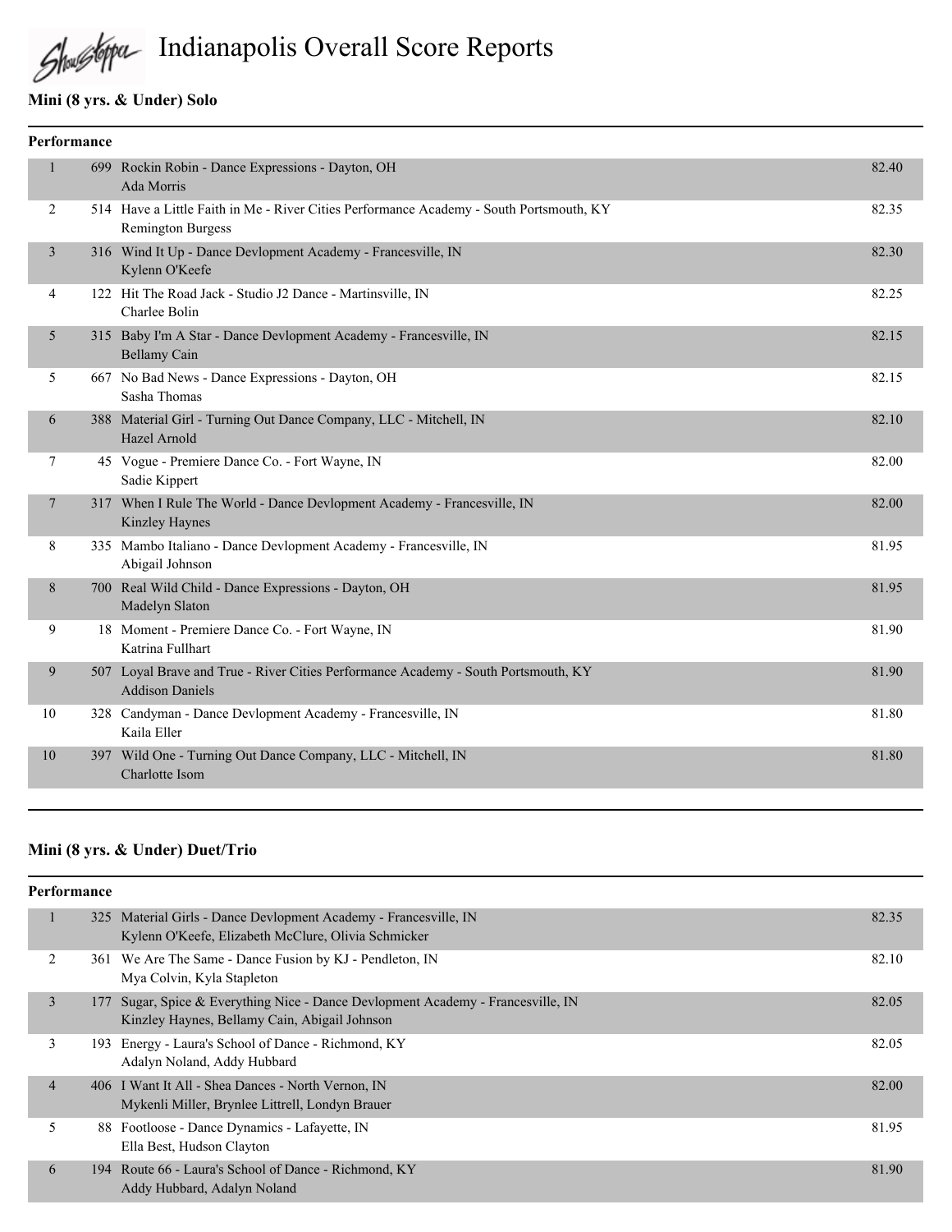# Indianapolis Overall Score Reports

### Mini (8 yrs. & Under) Solo

**Performance**

| Place | No. | Entry | Score |
|---|---|---|---|
| 1 | 699 | Rockin Robin - Dance Expressions - Dayton, OH<br>Ada Morris | 82.40 |
| 2 | 514 | Have a Little Faith in Me - River Cities Performance Academy - South Portsmouth, KY<br>Remington Burgess | 82.35 |
| 3 | 316 | Wind It Up - Dance Devlopment Academy - Francesville, IN<br>Kylenn O'Keefe | 82.30 |
| 4 | 122 | Hit The Road Jack - Studio J2 Dance - Martinsville, IN<br>Charlee Bolin | 82.25 |
| 5 | 315 | Baby I'm A Star - Dance Devlopment Academy - Francesville, IN<br>Bellamy Cain | 82.15 |
| 5 | 667 | No Bad News - Dance Expressions - Dayton, OH<br>Sasha Thomas | 82.15 |
| 6 | 388 | Material Girl - Turning Out Dance Company, LLC - Mitchell, IN<br>Hazel Arnold | 82.10 |
| 7 | 45 | Vogue - Premiere Dance Co. - Fort Wayne, IN<br>Sadie Kippert | 82.00 |
| 7 | 317 | When I Rule The World - Dance Devlopment Academy - Francesville, IN<br>Kinzley Haynes | 82.00 |
| 8 | 335 | Mambo Italiano - Dance Devlopment Academy - Francesville, IN<br>Abigail Johnson | 81.95 |
| 8 | 700 | Real Wild Child - Dance Expressions - Dayton, OH<br>Madelyn Slaton | 81.95 |
| 9 | 18 | Moment - Premiere Dance Co. - Fort Wayne, IN<br>Katrina Fullhart | 81.90 |
| 9 | 507 | Loyal Brave and True - River Cities Performance Academy - South Portsmouth, KY<br>Addison Daniels | 81.90 |
| 10 | 328 | Candyman - Dance Devlopment Academy - Francesville, IN<br>Kaila Eller | 81.80 |
| 10 | 397 | Wild One - Turning Out Dance Company, LLC - Mitchell, IN<br>Charlotte Isom | 81.80 |

### Mini (8 yrs. & Under) Duet/Trio

**Performance**

| Place | No. | Entry | Score |
|---|---|---|---|
| 1 | 325 | Material Girls - Dance Devlopment Academy - Francesville, IN<br>Kylenn O'Keefe, Elizabeth McClure, Olivia Schmicker | 82.35 |
| 2 | 361 | We Are The Same - Dance Fusion by KJ - Pendleton, IN<br>Mya Colvin, Kyla Stapleton | 82.10 |
| 3 | 177 | Sugar, Spice & Everything Nice - Dance Devlopment Academy - Francesville, IN<br>Kinzley Haynes, Bellamy Cain, Abigail Johnson | 82.05 |
| 3 | 193 | Energy - Laura's School of Dance - Richmond, KY<br>Adalyn Noland, Addy Hubbard | 82.05 |
| 4 | 406 | I Want It All - Shea Dances - North Vernon, IN<br>Mykenli Miller, Brynlee Littrell, Londyn Brauer | 82.00 |
| 5 | 88 | Footloose - Dance Dynamics - Lafayette, IN<br>Ella Best, Hudson Clayton | 81.95 |
| 6 | 194 | Route 66 - Laura's School of Dance - Richmond, KY<br>Addy Hubbard, Adalyn Noland | 81.90 |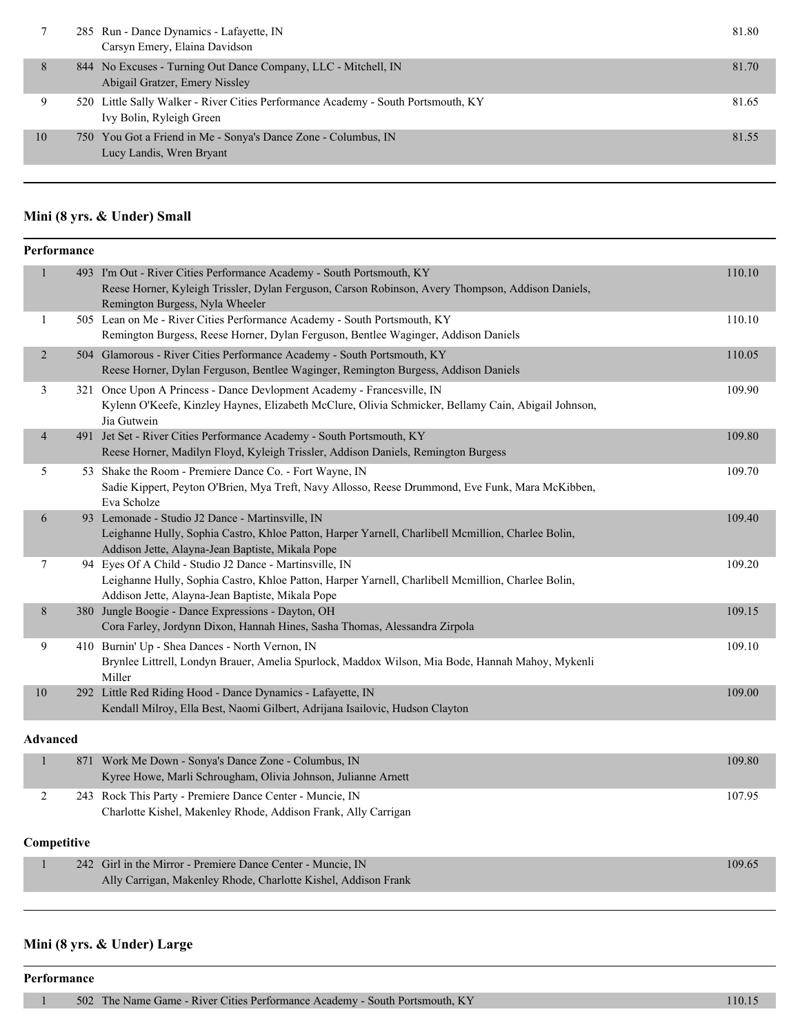| | | | |
|---|---|---|---|
| 7 | 285 | Run - Dance Dynamics - Lafayette, IN<br>Carsyn Emery, Elaina Davidson | 81.80 |
| 8 | 844 | No Excuses - Turning Out Dance Company, LLC - Mitchell, IN<br>Abigail Gratzer, Emery Nissley | 81.70 |
| 9 | 520 | Little Sally Walker - River Cities Performance Academy - South Portsmouth, KY<br>Ivy Bolin, Ryleigh Green | 81.65 |
| 10 | 750 | You Got a Friend in Me - Sonya's Dance Zone - Columbus, IN<br>Lucy Landis, Wren Bryant | 81.55 |

## Mini (8 yrs. & Under) Small

### Performance

| | | | |
|---|---|---|---|
| 1 | 493 | I'm Out - River Cities Performance Academy - South Portsmouth, KY<br>Reese Horner, Kyleigh Trissler, Dylan Ferguson, Carson Robinson, Avery Thompson, Addison Daniels, Remington Burgess, Nyla Wheeler | 110.10 |
| 1 | 505 | Lean on Me - River Cities Performance Academy - South Portsmouth, KY<br>Remington Burgess, Reese Horner, Dylan Ferguson, Bentlee Waginger, Addison Daniels | 110.10 |
| 2 | 504 | Glamorous - River Cities Performance Academy - South Portsmouth, KY<br>Reese Horner, Dylan Ferguson, Bentlee Waginger, Remington Burgess, Addison Daniels | 110.05 |
| 3 | 321 | Once Upon A Princess - Dance Devlopment Academy - Francesville, IN<br>Kylenn O'Keefe, Kinzley Haynes, Elizabeth McClure, Olivia Schmicker, Bellamy Cain, Abigail Johnson, Jia Gutwein | 109.90 |
| 4 | 491 | Jet Set - River Cities Performance Academy - South Portsmouth, KY<br>Reese Horner, Madilyn Floyd, Kyleigh Trissler, Addison Daniels, Remington Burgess | 109.80 |
| 5 | 53 | Shake the Room - Premiere Dance Co. - Fort Wayne, IN<br>Sadie Kippert, Peyton O'Brien, Mya Treft, Navy Allosso, Reese Drummond, Eve Funk, Mara McKibben, Eva Scholze | 109.70 |
| 6 | 93 | Lemonade - Studio J2 Dance - Martinsville, IN<br>Leighanne Hully, Sophia Castro, Khloe Patton, Harper Yarnell, Charlibell Mcmillion, Charlee Bolin, Addison Jette, Alayna-Jean Baptiste, Mikala Pope | 109.40 |
| 7 | 94 | Eyes Of A Child - Studio J2 Dance - Martinsville, IN<br>Leighanne Hully, Sophia Castro, Khloe Patton, Harper Yarnell, Charlibell Mcmillion, Charlee Bolin, Addison Jette, Alayna-Jean Baptiste, Mikala Pope | 109.20 |
| 8 | 380 | Jungle Boogie - Dance Expressions - Dayton, OH<br>Cora Farley, Jordynn Dixon, Hannah Hines, Sasha Thomas, Alessandra Zirpola | 109.15 |
| 9 | 410 | Burnin' Up - Shea Dances - North Vernon, IN<br>Brynlee Littrell, Londyn Brauer, Amelia Spurlock, Maddox Wilson, Mia Bode, Hannah Mahoy, Mykenli Miller | 109.10 |
| 10 | 292 | Little Red Riding Hood - Dance Dynamics - Lafayette, IN<br>Kendall Milroy, Ella Best, Naomi Gilbert, Adrijana Isailovic, Hudson Clayton | 109.00 |

### Advanced

| | | | |
|---|---|---|---|
| 1 | 871 | Work Me Down - Sonya's Dance Zone - Columbus, IN<br>Kyree Howe, Marli Schrougham, Olivia Johnson, Julianne Arnett | 109.80 |
| 2 | 243 | Rock This Party - Premiere Dance Center - Muncie, IN<br>Charlotte Kishel, Makenley Rhode, Addison Frank, Ally Carrigan | 107.95 |

### Competitive

| | | | |
|---|---|---|---|
| 1 | 242 | Girl in the Mirror - Premiere Dance Center - Muncie, IN<br>Ally Carrigan, Makenley Rhode, Charlotte Kishel, Addison Frank | 109.65 |

## Mini (8 yrs. & Under) Large

### Performance

| | | | |
|---|---|---|---|
| 1 | 502 | The Name Game - River Cities Performance Academy - South Portsmouth, KY | 110.15 |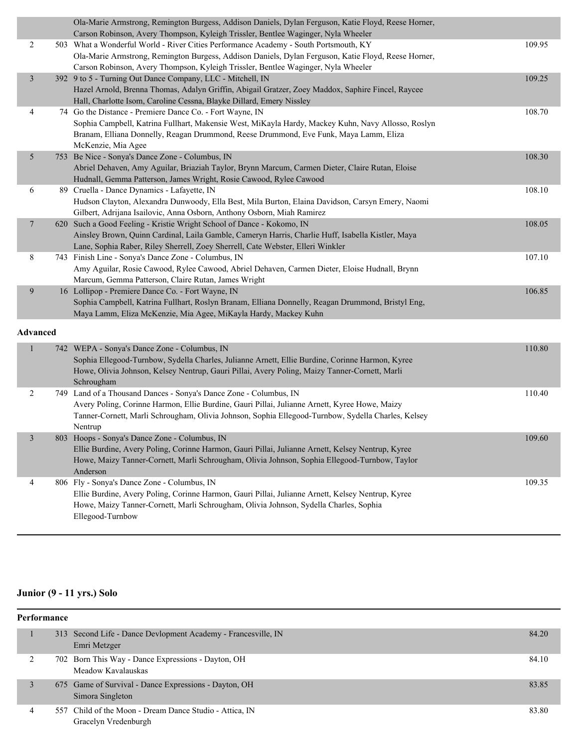| Place | No. | Entry | Score |
|---|---|---|---|
| | | Ola-Marie Armstrong, Remington Burgess, Addison Daniels, Dylan Ferguson, Katie Floyd, Reese Horner, Carson Robinson, Avery Thompson, Kyleigh Trissler, Bentlee Waginger, Nyla Wheeler | |
| 2 | 503 | What a Wonderful World - River Cities Performance Academy - South Portsmouth, KY<br>Ola-Marie Armstrong, Remington Burgess, Addison Daniels, Dylan Ferguson, Katie Floyd, Reese Horner, Carson Robinson, Avery Thompson, Kyleigh Trissler, Bentlee Waginger, Nyla Wheeler | 109.95 |
| 3 | 392 | 9 to 5 - Turning Out Dance Company, LLC - Mitchell, IN<br>Hazel Arnold, Brenna Thomas, Adalyn Griffin, Abigail Gratzer, Zoey Maddox, Saphire Fincel, Raycee Hall, Charlotte Isom, Caroline Cessna, Blayke Dillard, Emery Nissley | 109.25 |
| 4 | 74 | Go the Distance - Premiere Dance Co. - Fort Wayne, IN<br>Sophia Campbell, Katrina Fullhart, Makensie West, MiKayla Hardy, Mackey Kuhn, Navy Allosso, Roslyn Branam, Elliana Donnelly, Reagan Drummond, Reese Drummond, Eve Funk, Maya Lamm, Eliza McKenzie, Mia Agee | 108.70 |
| 5 | 753 | Be Nice - Sonya's Dance Zone - Columbus, IN<br>Abriel Dehaven, Amy Aguilar, Briaziah Taylor, Brynn Marcum, Carmen Dieter, Claire Rutan, Eloise Hudnall, Gemma Patterson, James Wright, Rosie Cawood, Rylee Cawood | 108.30 |
| 6 | 89 | Cruella - Dance Dynamics - Lafayette, IN<br>Hudson Clayton, Alexandra Dunwoody, Ella Best, Mila Burton, Elaina Davidson, Carsyn Emery, Naomi Gilbert, Adrijana Isailovic, Anna Osborn, Anthony Osborn, Miah Ramirez | 108.10 |
| 7 | 620 | Such a Good Feeling - Kristie Wright School of Dance - Kokomo, IN<br>Ainsley Brown, Quinn Cardinal, Laila Gamble, Cameryn Harris, Charlie Huff, Isabella Kistler, Maya Lane, Sophia Raber, Riley Sherrell, Zoey Sherrell, Cate Webster, Elleri Winkler | 108.05 |
| 8 | 743 | Finish Line - Sonya's Dance Zone - Columbus, IN<br>Amy Aguilar, Rosie Cawood, Rylee Cawood, Abriel Dehaven, Carmen Dieter, Eloise Hudnall, Brynn Marcum, Gemma Patterson, Claire Rutan, James Wright | 107.10 |
| 9 | 16 | Lollipop - Premiere Dance Co. - Fort Wayne, IN<br>Sophia Campbell, Katrina Fullhart, Roslyn Branam, Elliana Donnelly, Reagan Drummond, Bristyl Eng, Maya Lamm, Eliza McKenzie, Mia Agee, MiKayla Hardy, Mackey Kuhn | 106.85 |

**Advanced**

| Place | No. | Entry | Score |
|---|---|---|---|
| 1 | 742 | WEPA - Sonya's Dance Zone - Columbus, IN<br>Sophia Ellegood-Turnbow, Sydella Charles, Julianne Arnett, Ellie Burdine, Corinne Harmon, Kyree Howe, Olivia Johnson, Kelsey Nentrup, Gauri Pillai, Avery Poling, Maizy Tanner-Cornett, Marli Schrougham | 110.80 |
| 2 | 749 | Land of a Thousand Dances - Sonya's Dance Zone - Columbus, IN<br>Avery Poling, Corinne Harmon, Ellie Burdine, Gauri Pillai, Julianne Arnett, Kyree Howe, Maizy Tanner-Cornett, Marli Schrougham, Olivia Johnson, Sophia Ellegood-Turnbow, Sydella Charles, Kelsey Nentrup | 110.40 |
| 3 | 803 | Hoops - Sonya's Dance Zone - Columbus, IN<br>Ellie Burdine, Avery Poling, Corinne Harmon, Gauri Pillai, Julianne Arnett, Kelsey Nentrup, Kyree Howe, Maizy Tanner-Cornett, Marli Schrougham, Olivia Johnson, Sophia Ellegood-Turnbow, Taylor Anderson | 109.60 |
| 4 | 806 | Fly - Sonya's Dance Zone - Columbus, IN<br>Ellie Burdine, Avery Poling, Corinne Harmon, Gauri Pillai, Julianne Arnett, Kelsey Nentrup, Kyree Howe, Maizy Tanner-Cornett, Marli Schrougham, Olivia Johnson, Sydella Charles, Sophia Ellegood-Turnbow | 109.35 |

## Junior (9 - 11 yrs.) Solo

**Performance**

| Place | No. | Entry | Score |
|---|---|---|---|
| 1 | 313 | Second Life - Dance Devlopment Academy - Francesville, IN<br>Emri Metzger | 84.20 |
| 2 | 702 | Born This Way - Dance Expressions - Dayton, OH<br>Meadow Kavalauskas | 84.10 |
| 3 | 675 | Game of Survival - Dance Expressions - Dayton, OH<br>Simora Singleton | 83.85 |
| 4 | 557 | Child of the Moon - Dream Dance Studio - Attica, IN<br>Gracelyn Vredenburgh | 83.80 |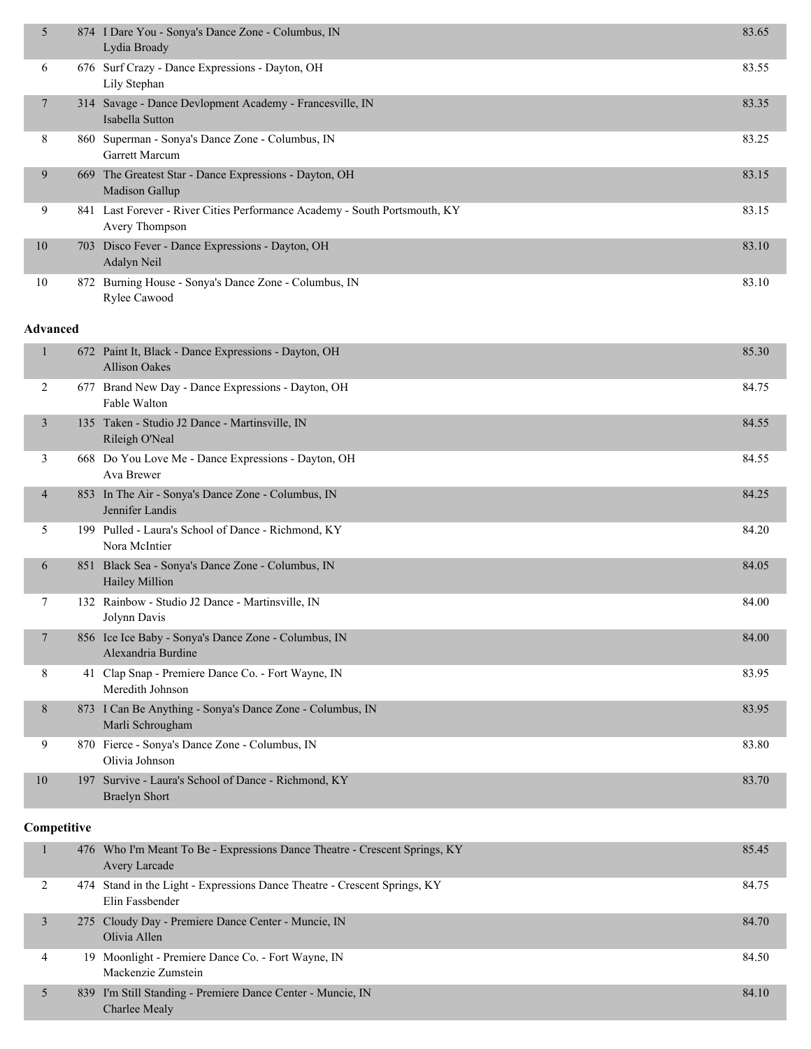| Place | # | Routine - Studio - Location / Dancer | Score |
|---|---|---|---|
| 5 | 874 | I Dare You - Sonya's Dance Zone - Columbus, IN<br>Lydia Broady | 83.65 |
| 6 | 676 | Surf Crazy - Dance Expressions - Dayton, OH<br>Lily Stephan | 83.55 |
| 7 | 314 | Savage - Dance Devlopment Academy - Francesville, IN<br>Isabella Sutton | 83.35 |
| 8 | 860 | Superman - Sonya's Dance Zone - Columbus, IN<br>Garrett Marcum | 83.25 |
| 9 | 669 | The Greatest Star - Dance Expressions - Dayton, OH<br>Madison Gallup | 83.15 |
| 9 | 841 | Last Forever - River Cities Performance Academy - South Portsmouth, KY<br>Avery Thompson | 83.15 |
| 10 | 703 | Disco Fever - Dance Expressions - Dayton, OH<br>Adalyn Neil | 83.10 |
| 10 | 872 | Burning House - Sonya's Dance Zone - Columbus, IN<br>Rylee Cawood | 83.10 |

**Advanced**

| Place | # | Routine - Studio - Location / Dancer | Score |
|---|---|---|---|
| 1 | 672 | Paint It, Black - Dance Expressions - Dayton, OH<br>Allison Oakes | 85.30 |
| 2 | 677 | Brand New Day - Dance Expressions - Dayton, OH<br>Fable Walton | 84.75 |
| 3 | 135 | Taken - Studio J2 Dance - Martinsville, IN<br>Rileigh O'Neal | 84.55 |
| 3 | 668 | Do You Love Me - Dance Expressions - Dayton, OH<br>Ava Brewer | 84.55 |
| 4 | 853 | In The Air - Sonya's Dance Zone - Columbus, IN<br>Jennifer Landis | 84.25 |
| 5 | 199 | Pulled - Laura's School of Dance - Richmond, KY<br>Nora McIntier | 84.20 |
| 6 | 851 | Black Sea - Sonya's Dance Zone - Columbus, IN<br>Hailey Million | 84.05 |
| 7 | 132 | Rainbow - Studio J2 Dance - Martinsville, IN<br>Jolynn Davis | 84.00 |
| 7 | 856 | Ice Ice Baby - Sonya's Dance Zone - Columbus, IN<br>Alexandria Burdine | 84.00 |
| 8 | 41 | Clap Snap - Premiere Dance Co. - Fort Wayne, IN<br>Meredith Johnson | 83.95 |
| 8 | 873 | I Can Be Anything - Sonya's Dance Zone - Columbus, IN<br>Marli Schrougham | 83.95 |
| 9 | 870 | Fierce - Sonya's Dance Zone - Columbus, IN<br>Olivia Johnson | 83.80 |
| 10 | 197 | Survive - Laura's School of Dance - Richmond, KY<br>Braelyn Short | 83.70 |

**Competitive**

| Place | # | Routine - Studio - Location / Dancer | Score |
|---|---|---|---|
| 1 | 476 | Who I'm Meant To Be - Expressions Dance Theatre - Crescent Springs, KY<br>Avery Larcade | 85.45 |
| 2 | 474 | Stand in the Light - Expressions Dance Theatre - Crescent Springs, KY<br>Elin Fassbender | 84.75 |
| 3 | 275 | Cloudy Day - Premiere Dance Center - Muncie, IN<br>Olivia Allen | 84.70 |
| 4 | 19 | Moonlight - Premiere Dance Co. - Fort Wayne, IN<br>Mackenzie Zumstein | 84.50 |
| 5 | 839 | I'm Still Standing - Premiere Dance Center - Muncie, IN<br>Charlee Mealy | 84.10 |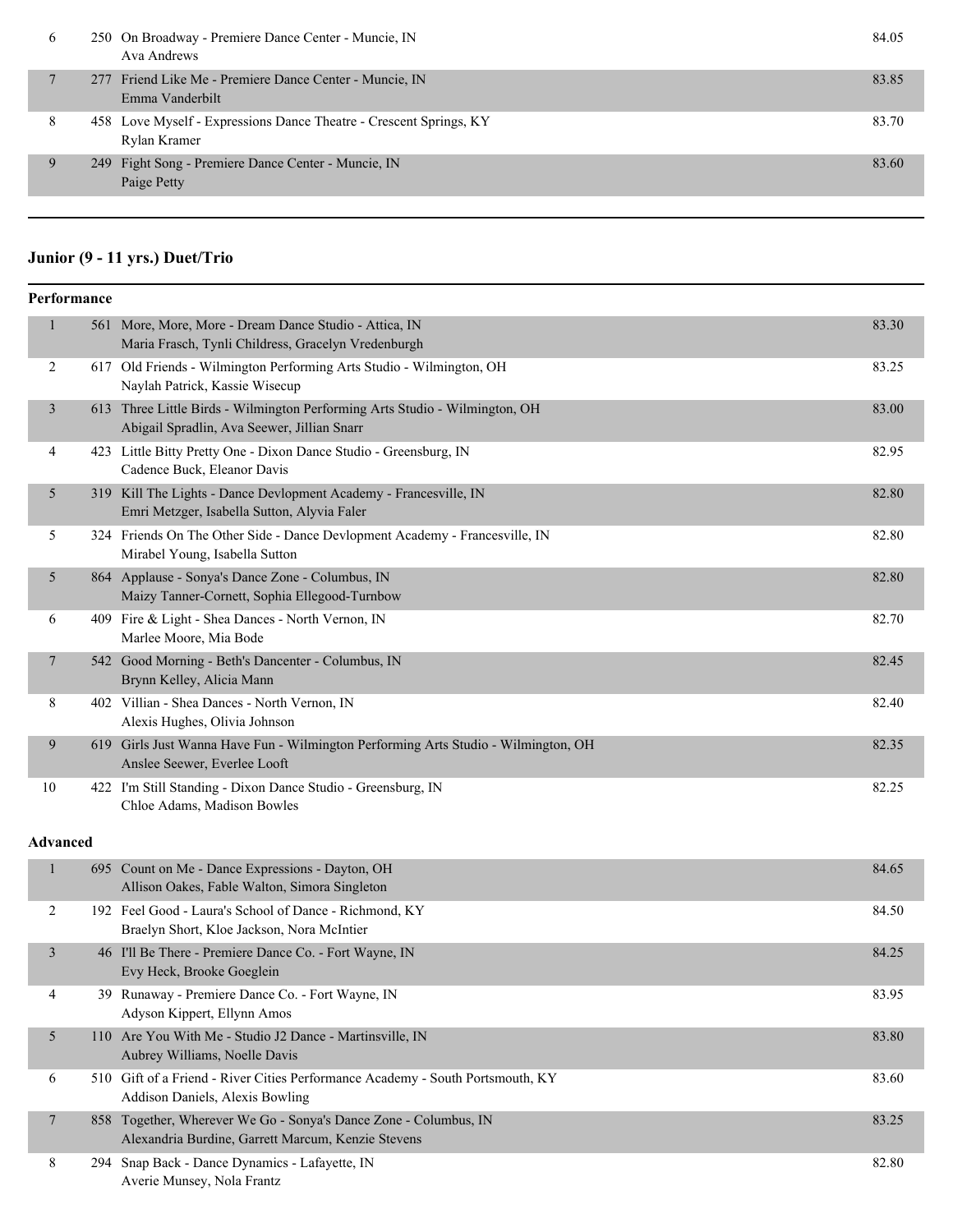| Place | # | Routine | Score |
|---|---|---|---|
| 6 | 250 | On Broadway - Premiere Dance Center - Muncie, IN<br>Ava Andrews | 84.05 |
| 7 | 277 | Friend Like Me - Premiere Dance Center - Muncie, IN<br>Emma Vanderbilt | 83.85 |
| 8 | 458 | Love Myself - Expressions Dance Theatre - Crescent Springs, KY<br>Rylan Kramer | 83.70 |
| 9 | 249 | Fight Song - Premiere Dance Center - Muncie, IN<br>Paige Petty | 83.60 |

## Junior (9 - 11 yrs.) Duet/Trio

**Performance**

| Place | # | Routine | Score |
|---|---|---|---|
| 1 | 561 | More, More, More - Dream Dance Studio - Attica, IN<br>Maria Frasch, Tynli Childress, Gracelyn Vredenburgh | 83.30 |
| 2 | 617 | Old Friends - Wilmington Performing Arts Studio - Wilmington, OH<br>Naylah Patrick, Kassie Wisecup | 83.25 |
| 3 | 613 | Three Little Birds - Wilmington Performing Arts Studio - Wilmington, OH<br>Abigail Spradlin, Ava Seewer, Jillian Snarr | 83.00 |
| 4 | 423 | Little Bitty Pretty One - Dixon Dance Studio - Greensburg, IN<br>Cadence Buck, Eleanor Davis | 82.95 |
| 5 | 319 | Kill The Lights - Dance Devlopment Academy - Francesville, IN<br>Emri Metzger, Isabella Sutton, Alyvia Faler | 82.80 |
| 5 | 324 | Friends On The Other Side - Dance Devlopment Academy - Francesville, IN<br>Mirabel Young, Isabella Sutton | 82.80 |
| 5 | 864 | Applause - Sonya's Dance Zone - Columbus, IN<br>Maizy Tanner-Cornett, Sophia Ellegood-Turnbow | 82.80 |
| 6 | 409 | Fire & Light - Shea Dances - North Vernon, IN<br>Marlee Moore, Mia Bode | 82.70 |
| 7 | 542 | Good Morning - Beth's Dancenter - Columbus, IN<br>Brynn Kelley, Alicia Mann | 82.45 |
| 8 | 402 | Villian - Shea Dances - North Vernon, IN<br>Alexis Hughes, Olivia Johnson | 82.40 |
| 9 | 619 | Girls Just Wanna Have Fun - Wilmington Performing Arts Studio - Wilmington, OH<br>Anslee Seewer, Everlee Looft | 82.35 |
| 10 | 422 | I'm Still Standing - Dixon Dance Studio - Greensburg, IN<br>Chloe Adams, Madison Bowles | 82.25 |

**Advanced**

| Place | # | Routine | Score |
|---|---|---|---|
| 1 | 695 | Count on Me - Dance Expressions - Dayton, OH<br>Allison Oakes, Fable Walton, Simora Singleton | 84.65 |
| 2 | 192 | Feel Good - Laura's School of Dance - Richmond, KY<br>Braelyn Short, Kloe Jackson, Nora McIntier | 84.50 |
| 3 | 46 | I'll Be There - Premiere Dance Co. - Fort Wayne, IN<br>Evy Heck, Brooke Goeglein | 84.25 |
| 4 | 39 | Runaway - Premiere Dance Co. - Fort Wayne, IN<br>Adyson Kippert, Ellynn Amos | 83.95 |
| 5 | 110 | Are You With Me - Studio J2 Dance - Martinsville, IN<br>Aubrey Williams, Noelle Davis | 83.80 |
| 6 | 510 | Gift of a Friend - River Cities Performance Academy - South Portsmouth, KY<br>Addison Daniels, Alexis Bowling | 83.60 |
| 7 | 858 | Together, Wherever We Go - Sonya's Dance Zone - Columbus, IN<br>Alexandria Burdine, Garrett Marcum, Kenzie Stevens | 83.25 |
| 8 | 294 | Snap Back - Dance Dynamics - Lafayette, IN<br>Averie Munsey, Nola Frantz | 82.80 |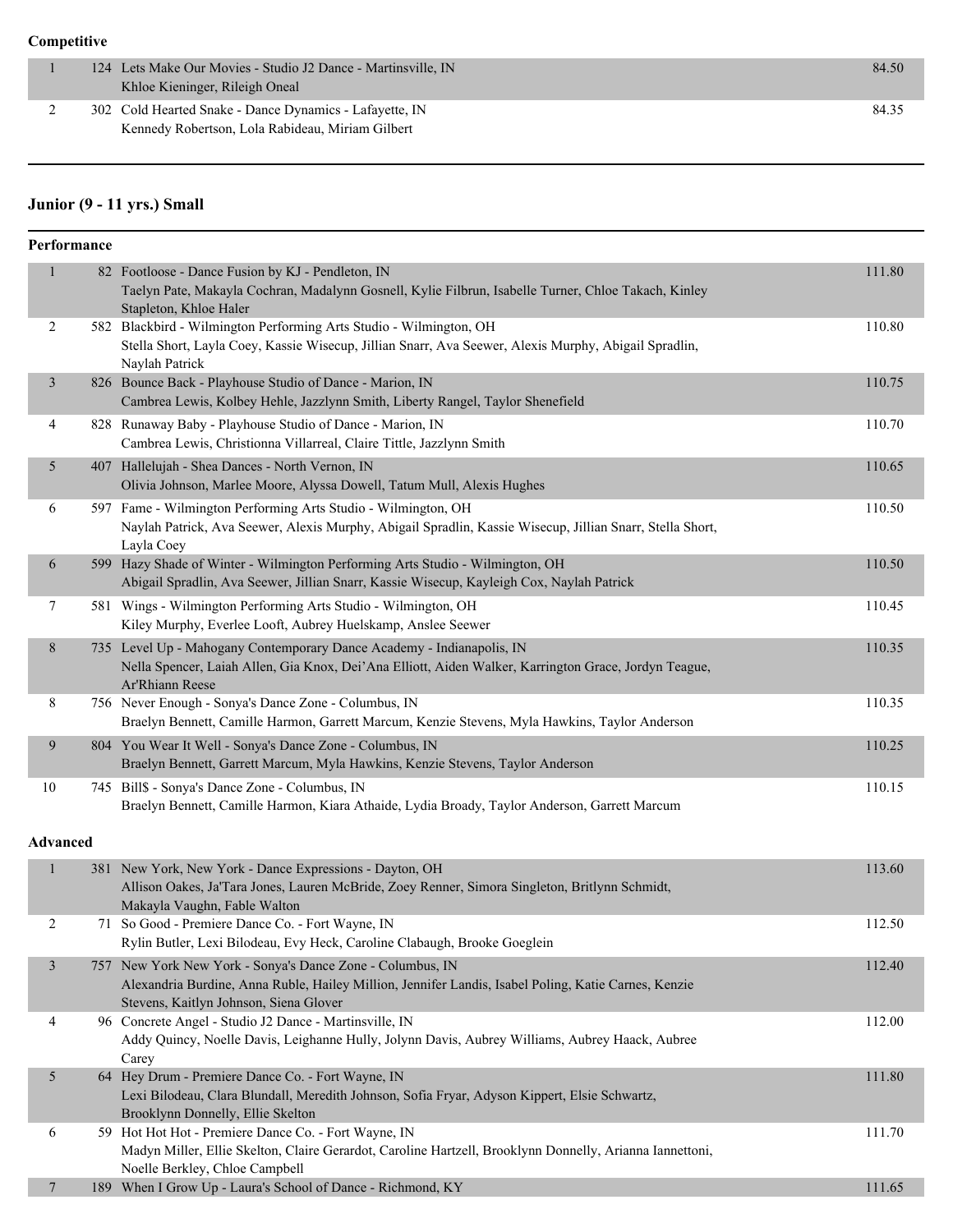**Competitive**

| Place | No. | Entry | Score |
|---|---|---|---|
| 1 | 124 | Lets Make Our Movies - Studio J2 Dance - Martinsville, IN<br>Khloe Kieninger, Rileigh Oneal | 84.50 |
| 2 | 302 | Cold Hearted Snake - Dance Dynamics - Lafayette, IN<br>Kennedy Robertson, Lola Rabideau, Miriam Gilbert | 84.35 |

## Junior (9 - 11 yrs.) Small

**Performance**

| Place | No. | Entry | Score |
|---|---|---|---|
| 1 | 82 | Footloose - Dance Fusion by KJ - Pendleton, IN<br>Taelyn Pate, Makayla Cochran, Madalynn Gosnell, Kylie Filbrun, Isabelle Turner, Chloe Takach, Kinley Stapleton, Khloe Haler | 111.80 |
| 2 | 582 | Blackbird - Wilmington Performing Arts Studio - Wilmington, OH<br>Stella Short, Layla Coey, Kassie Wisecup, Jillian Snarr, Ava Seewer, Alexis Murphy, Abigail Spradlin, Naylah Patrick | 110.80 |
| 3 | 826 | Bounce Back - Playhouse Studio of Dance - Marion, IN<br>Cambrea Lewis, Kolbey Hehle, Jazzlynn Smith, Liberty Rangel, Taylor Shenefield | 110.75 |
| 4 | 828 | Runaway Baby - Playhouse Studio of Dance - Marion, IN<br>Cambrea Lewis, Christionna Villarreal, Claire Tittle, Jazzlynn Smith | 110.70 |
| 5 | 407 | Hallelujah - Shea Dances - North Vernon, IN<br>Olivia Johnson, Marlee Moore, Alyssa Dowell, Tatum Mull, Alexis Hughes | 110.65 |
| 6 | 597 | Fame - Wilmington Performing Arts Studio - Wilmington, OH<br>Naylah Patrick, Ava Seewer, Alexis Murphy, Abigail Spradlin, Kassie Wisecup, Jillian Snarr, Stella Short, Layla Coey | 110.50 |
| 6 | 599 | Hazy Shade of Winter - Wilmington Performing Arts Studio - Wilmington, OH<br>Abigail Spradlin, Ava Seewer, Jillian Snarr, Kassie Wisecup, Kayleigh Cox, Naylah Patrick | 110.50 |
| 7 | 581 | Wings - Wilmington Performing Arts Studio - Wilmington, OH<br>Kiley Murphy, Everlee Looft, Aubrey Huelskamp, Anslee Seewer | 110.45 |
| 8 | 735 | Level Up - Mahogany Contemporary Dance Academy - Indianapolis, IN<br>Nella Spencer, Laiah Allen, Gia Knox, Dei'Ana Elliott, Aiden Walker, Karrington Grace, Jordyn Teague, Ar'Rhiann Reese | 110.35 |
| 8 | 756 | Never Enough - Sonya's Dance Zone - Columbus, IN<br>Braelyn Bennett, Camille Harmon, Garrett Marcum, Kenzie Stevens, Myla Hawkins, Taylor Anderson | 110.35 |
| 9 | 804 | You Wear It Well - Sonya's Dance Zone - Columbus, IN<br>Braelyn Bennett, Garrett Marcum, Myla Hawkins, Kenzie Stevens, Taylor Anderson | 110.25 |
| 10 | 745 | Bill$ - Sonya's Dance Zone - Columbus, IN<br>Braelyn Bennett, Camille Harmon, Kiara Athaide, Lydia Broady, Taylor Anderson, Garrett Marcum | 110.15 |

**Advanced**

| Place | No. | Entry | Score |
|---|---|---|---|
| 1 | 381 | New York, New York - Dance Expressions - Dayton, OH<br>Allison Oakes, Ja'Tara Jones, Lauren McBride, Zoey Renner, Simora Singleton, Britlynn Schmidt, Makayla Vaughn, Fable Walton | 113.60 |
| 2 | 71 | So Good - Premiere Dance Co. - Fort Wayne, IN<br>Rylin Butler, Lexi Bilodeau, Evy Heck, Caroline Clabaugh, Brooke Goeglein | 112.50 |
| 3 | 757 | New York New York - Sonya's Dance Zone - Columbus, IN<br>Alexandria Burdine, Anna Ruble, Hailey Million, Jennifer Landis, Isabel Poling, Katie Carnes, Kenzie Stevens, Kaitlyn Johnson, Siena Glover | 112.40 |
| 4 | 96 | Concrete Angel - Studio J2 Dance - Martinsville, IN<br>Addy Quincy, Noelle Davis, Leighanne Hully, Jolynn Davis, Aubrey Williams, Aubrey Haack, Aubree Carey | 112.00 |
| 5 | 64 | Hey Drum - Premiere Dance Co. - Fort Wayne, IN<br>Lexi Bilodeau, Clara Blundall, Meredith Johnson, Sofia Fryar, Adyson Kippert, Elsie Schwartz, Brooklynn Donnelly, Ellie Skelton | 111.80 |
| 6 | 59 | Hot Hot Hot - Premiere Dance Co. - Fort Wayne, IN<br>Madyn Miller, Ellie Skelton, Claire Gerardot, Caroline Hartzell, Brooklynn Donnelly, Arianna Iannettoni, Noelle Berkley, Chloe Campbell | 111.70 |
| 7 | 189 | When I Grow Up - Laura's School of Dance - Richmond, KY | 111.65 |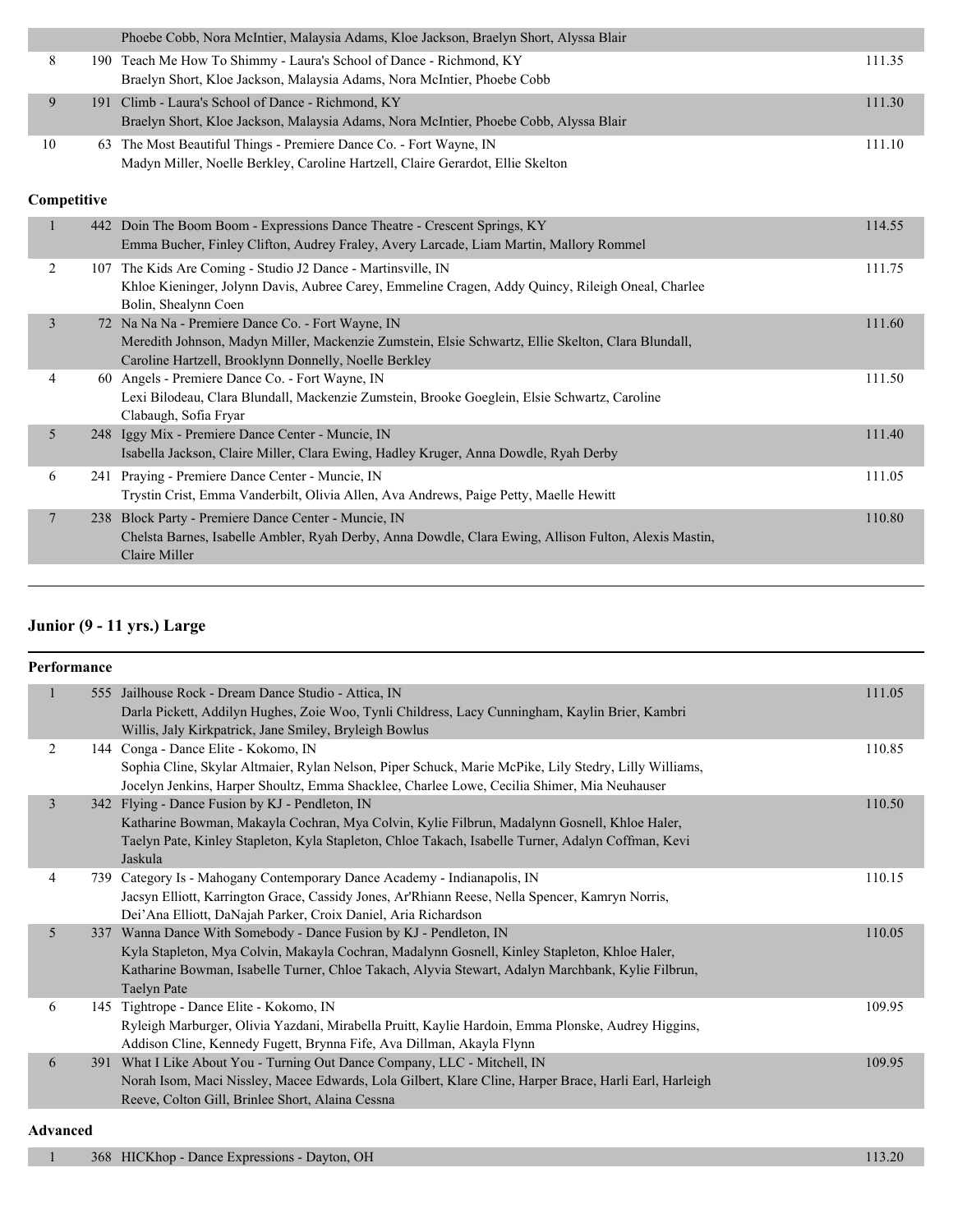| Place | No. | Entry | Score |
|---|---|---|---|
| | | Phoebe Cobb, Nora McIntier, Malaysia Adams, Kloe Jackson, Braelyn Short, Alyssa Blair | |
| 8 | 190 | Teach Me How To Shimmy - Laura's School of Dance - Richmond, KY<br>Braelyn Short, Kloe Jackson, Malaysia Adams, Nora McIntier, Phoebe Cobb | 111.35 |
| 9 | 191 | Climb - Laura's School of Dance - Richmond, KY<br>Braelyn Short, Kloe Jackson, Malaysia Adams, Nora McIntier, Phoebe Cobb, Alyssa Blair | 111.30 |
| 10 | 63 | The Most Beautiful Things - Premiere Dance Co. - Fort Wayne, IN<br>Madyn Miller, Noelle Berkley, Caroline Hartzell, Claire Gerardot, Ellie Skelton | 111.10 |

**Competitive**

| Place | No. | Entry | Score |
|---|---|---|---|
| 1 | 442 | Doin The Boom Boom - Expressions Dance Theatre - Crescent Springs, KY<br>Emma Bucher, Finley Clifton, Audrey Fraley, Avery Larcade, Liam Martin, Mallory Rommel | 114.55 |
| 2 | 107 | The Kids Are Coming - Studio J2 Dance - Martinsville, IN<br>Khloe Kieninger, Jolynn Davis, Aubree Carey, Emmeline Cragen, Addy Quincy, Rileigh Oneal, Charlee Bolin, Shealynn Coen | 111.75 |
| 3 | 72 | Na Na Na - Premiere Dance Co. - Fort Wayne, IN<br>Meredith Johnson, Madyn Miller, Mackenzie Zumstein, Elsie Schwartz, Ellie Skelton, Clara Blundall, Caroline Hartzell, Brooklynn Donnelly, Noelle Berkley | 111.60 |
| 4 | 60 | Angels - Premiere Dance Co. - Fort Wayne, IN<br>Lexi Bilodeau, Clara Blundall, Mackenzie Zumstein, Brooke Goeglein, Elsie Schwartz, Caroline Clabaugh, Sofia Fryar | 111.50 |
| 5 | 248 | Iggy Mix - Premiere Dance Center - Muncie, IN<br>Isabella Jackson, Claire Miller, Clara Ewing, Hadley Kruger, Anna Dowdle, Ryah Derby | 111.40 |
| 6 | 241 | Praying - Premiere Dance Center - Muncie, IN<br>Trystin Crist, Emma Vanderbilt, Olivia Allen, Ava Andrews, Paige Petty, Maelle Hewitt | 111.05 |
| 7 | 238 | Block Party - Premiere Dance Center - Muncie, IN<br>Chelsta Barnes, Isabelle Ambler, Ryah Derby, Anna Dowdle, Clara Ewing, Allison Fulton, Alexis Mastin, Claire Miller | 110.80 |

## Junior (9 - 11 yrs.) Large

**Performance**

| Place | No. | Entry | Score |
|---|---|---|---|
| 1 | 555 | Jailhouse Rock - Dream Dance Studio - Attica, IN<br>Darla Pickett, Addilyn Hughes, Zoie Woo, Tynli Childress, Lacy Cunningham, Kaylin Brier, Kambri Willis, Jaly Kirkpatrick, Jane Smiley, Bryleigh Bowlus | 111.05 |
| 2 | 144 | Conga - Dance Elite - Kokomo, IN<br>Sophia Cline, Skylar Altmaier, Rylan Nelson, Piper Schuck, Marie McPike, Lily Stedry, Lilly Williams, Jocelyn Jenkins, Harper Shoultz, Emma Shacklee, Charlee Lowe, Cecilia Shimer, Mia Neuhauser | 110.85 |
| 3 | 342 | Flying - Dance Fusion by KJ - Pendleton, IN<br>Katharine Bowman, Makayla Cochran, Mya Colvin, Kylie Filbrun, Madalynn Gosnell, Khloe Haler, Taelyn Pate, Kinley Stapleton, Kyla Stapleton, Chloe Takach, Isabelle Turner, Adalyn Coffman, Kevi Jaskula | 110.50 |
| 4 | 739 | Category Is - Mahogany Contemporary Dance Academy - Indianapolis, IN<br>Jacsyn Elliott, Karrington Grace, Cassidy Jones, Ar'Rhiann Reese, Nella Spencer, Kamryn Norris, Dei'Ana Elliott, DaNajah Parker, Croix Daniel, Aria Richardson | 110.15 |
| 5 | 337 | Wanna Dance With Somebody - Dance Fusion by KJ - Pendleton, IN<br>Kyla Stapleton, Mya Colvin, Makayla Cochran, Madalynn Gosnell, Kinley Stapleton, Khloe Haler, Katharine Bowman, Isabelle Turner, Chloe Takach, Alyvia Stewart, Adalyn Marchbank, Kylie Filbrun, Taelyn Pate | 110.05 |
| 6 | 145 | Tightrope - Dance Elite - Kokomo, IN<br>Ryleigh Marburger, Olivia Yazdani, Mirabella Pruitt, Kaylie Hardoin, Emma Plonske, Audrey Higgins, Addison Cline, Kennedy Fugett, Brynna Fife, Ava Dillman, Akayla Flynn | 109.95 |
| 6 | 391 | What I Like About You - Turning Out Dance Company, LLC - Mitchell, IN<br>Norah Isom, Maci Nissley, Macee Edwards, Lola Gilbert, Klare Cline, Harper Brace, Harli Earl, Harleigh Reeve, Colton Gill, Brinlee Short, Alaina Cessna | 109.95 |

**Advanced**

| Place | No. | Entry | Score |
|---|---|---|---|
| 1 | 368 | HICKhop - Dance Expressions - Dayton, OH | 113.20 |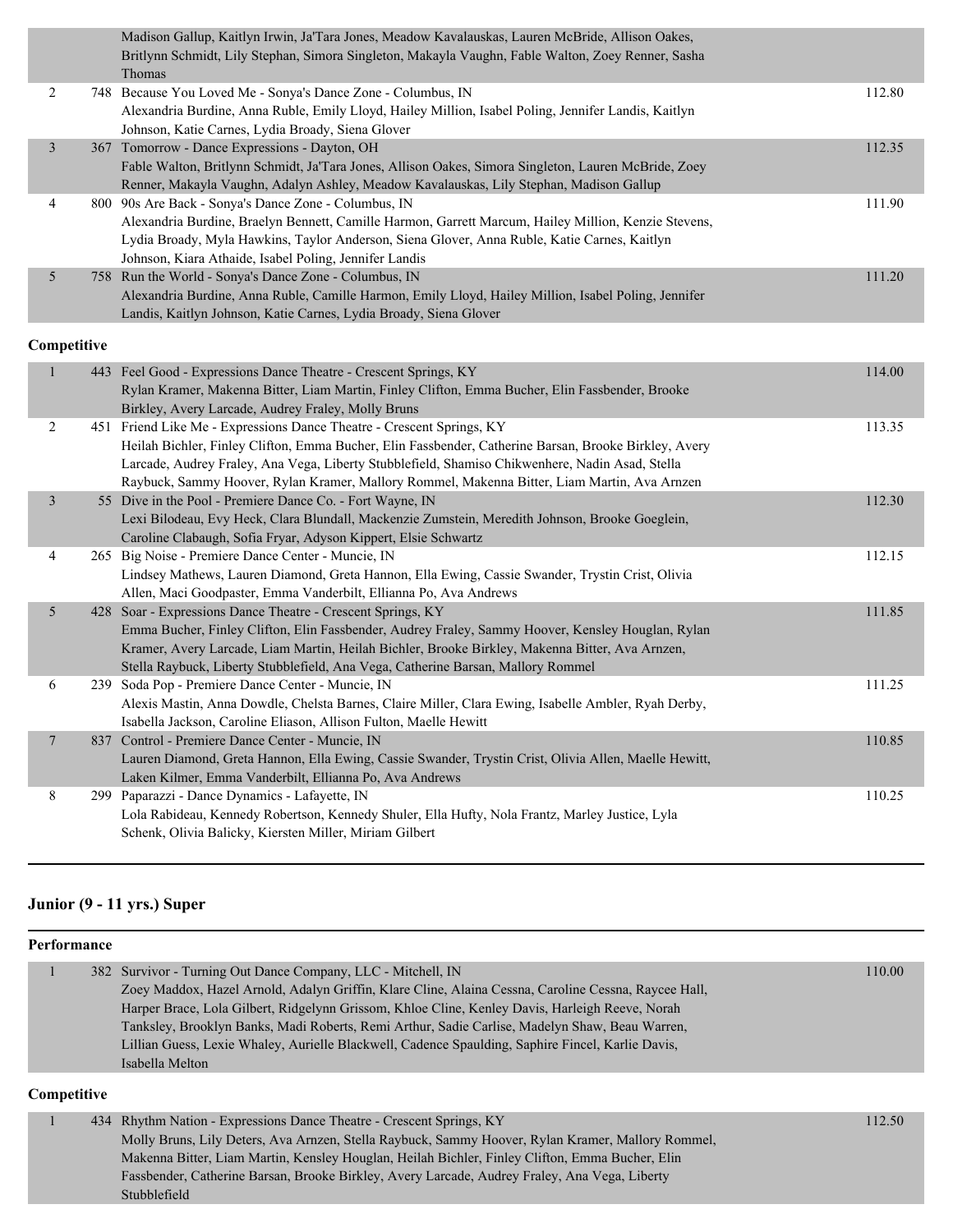| | | | |
|---|---|---|---|
| | | Madison Gallup, Kaitlyn Irwin, Ja'Tara Jones, Meadow Kavalauskas, Lauren McBride, Allison Oakes, Britlynn Schmidt, Lily Stephan, Simora Singleton, Makayla Vaughn, Fable Walton, Zoey Renner, Sasha Thomas | |
| 2 | 748 | Because You Loved Me - Sonya's Dance Zone - Columbus, IN<br>Alexandria Burdine, Anna Ruble, Emily Lloyd, Hailey Million, Isabel Poling, Jennifer Landis, Kaitlyn Johnson, Katie Carnes, Lydia Broady, Siena Glover | 112.80 |
| 3 | 367 | Tomorrow - Dance Expressions - Dayton, OH<br>Fable Walton, Britlynn Schmidt, Ja'Tara Jones, Allison Oakes, Simora Singleton, Lauren McBride, Zoey Renner, Makayla Vaughn, Adalyn Ashley, Meadow Kavalauskas, Lily Stephan, Madison Gallup | 112.35 |
| 4 | 800 | 90s Are Back - Sonya's Dance Zone - Columbus, IN<br>Alexandria Burdine, Braelyn Bennett, Camille Harmon, Garrett Marcum, Hailey Million, Kenzie Stevens, Lydia Broady, Myla Hawkins, Taylor Anderson, Siena Glover, Anna Ruble, Katie Carnes, Kaitlyn Johnson, Kiara Athaide, Isabel Poling, Jennifer Landis | 111.90 |
| 5 | 758 | Run the World - Sonya's Dance Zone - Columbus, IN<br>Alexandria Burdine, Anna Ruble, Camille Harmon, Emily Lloyd, Hailey Million, Isabel Poling, Jennifer Landis, Kaitlyn Johnson, Katie Carnes, Lydia Broady, Siena Glover | 111.20 |

**Competitive**

| | | | |
|---|---|---|---|
| 1 | 443 | Feel Good - Expressions Dance Theatre - Crescent Springs, KY<br>Rylan Kramer, Makenna Bitter, Liam Martin, Finley Clifton, Emma Bucher, Elin Fassbender, Brooke Birkley, Avery Larcade, Audrey Fraley, Molly Bruns | 114.00 |
| 2 | 451 | Friend Like Me - Expressions Dance Theatre - Crescent Springs, KY<br>Heilah Bichler, Finley Clifton, Emma Bucher, Elin Fassbender, Catherine Barsan, Brooke Birkley, Avery Larcade, Audrey Fraley, Ana Vega, Liberty Stubblefield, Shamiso Chikwenhere, Nadin Asad, Stella Raybuck, Sammy Hoover, Rylan Kramer, Mallory Rommel, Makenna Bitter, Liam Martin, Ava Arnzen | 113.35 |
| 3 | 55 | Dive in the Pool - Premiere Dance Co. - Fort Wayne, IN<br>Lexi Bilodeau, Evy Heck, Clara Blundall, Mackenzie Zumstein, Meredith Johnson, Brooke Goeglein, Caroline Clabaugh, Sofia Fryar, Adyson Kippert, Elsie Schwartz | 112.30 |
| 4 | 265 | Big Noise - Premiere Dance Center - Muncie, IN<br>Lindsey Mathews, Lauren Diamond, Greta Hannon, Ella Ewing, Cassie Swander, Trystin Crist, Olivia Allen, Maci Goodpaster, Emma Vanderbilt, Ellianna Po, Ava Andrews | 112.15 |
| 5 | 428 | Soar - Expressions Dance Theatre - Crescent Springs, KY<br>Emma Bucher, Finley Clifton, Elin Fassbender, Audrey Fraley, Sammy Hoover, Kensley Houglan, Rylan Kramer, Avery Larcade, Liam Martin, Heilah Bichler, Brooke Birkley, Makenna Bitter, Ava Arnzen, Stella Raybuck, Liberty Stubblefield, Ana Vega, Catherine Barsan, Mallory Rommel | 111.85 |
| 6 | 239 | Soda Pop - Premiere Dance Center - Muncie, IN<br>Alexis Mastin, Anna Dowdle, Chelsta Barnes, Claire Miller, Clara Ewing, Isabelle Ambler, Ryah Derby, Isabella Jackson, Caroline Eliason, Allison Fulton, Maelle Hewitt | 111.25 |
| 7 | 837 | Control - Premiere Dance Center - Muncie, IN<br>Lauren Diamond, Greta Hannon, Ella Ewing, Cassie Swander, Trystin Crist, Olivia Allen, Maelle Hewitt, Laken Kilmer, Emma Vanderbilt, Ellianna Po, Ava Andrews | 110.85 |
| 8 | 299 | Paparazzi - Dance Dynamics - Lafayette, IN<br>Lola Rabideau, Kennedy Robertson, Kennedy Shuler, Ella Hufty, Nola Frantz, Marley Justice, Lyla Schenk, Olivia Balicky, Kiersten Miller, Miriam Gilbert | 110.25 |

## Junior (9 - 11 yrs.) Super

**Performance**

| | | | |
|---|---|---|---|
| 1 | 382 | Survivor - Turning Out Dance Company, LLC - Mitchell, IN<br>Zoey Maddox, Hazel Arnold, Adalyn Griffin, Klare Cline, Alaina Cessna, Caroline Cessna, Raycee Hall, Harper Brace, Lola Gilbert, Ridgelynn Grissom, Khloe Cline, Kenley Davis, Harleigh Reeve, Norah Tanksley, Brooklyn Banks, Madi Roberts, Remi Arthur, Sadie Carlise, Madelyn Shaw, Beau Warren, Lillian Guess, Lexie Whaley, Aurielle Blackwell, Cadence Spaulding, Saphire Fincel, Karlie Davis, Isabella Melton | 110.00 |

**Competitive**

| | | | |
|---|---|---|---|
| 1 | 434 | Rhythm Nation - Expressions Dance Theatre - Crescent Springs, KY<br>Molly Bruns, Lily Deters, Ava Arnzen, Stella Raybuck, Sammy Hoover, Rylan Kramer, Mallory Rommel, Makenna Bitter, Liam Martin, Kensley Houglan, Heilah Bichler, Finley Clifton, Emma Bucher, Elin Fassbender, Catherine Barsan, Brooke Birkley, Avery Larcade, Audrey Fraley, Ana Vega, Liberty Stubblefield | 112.50 |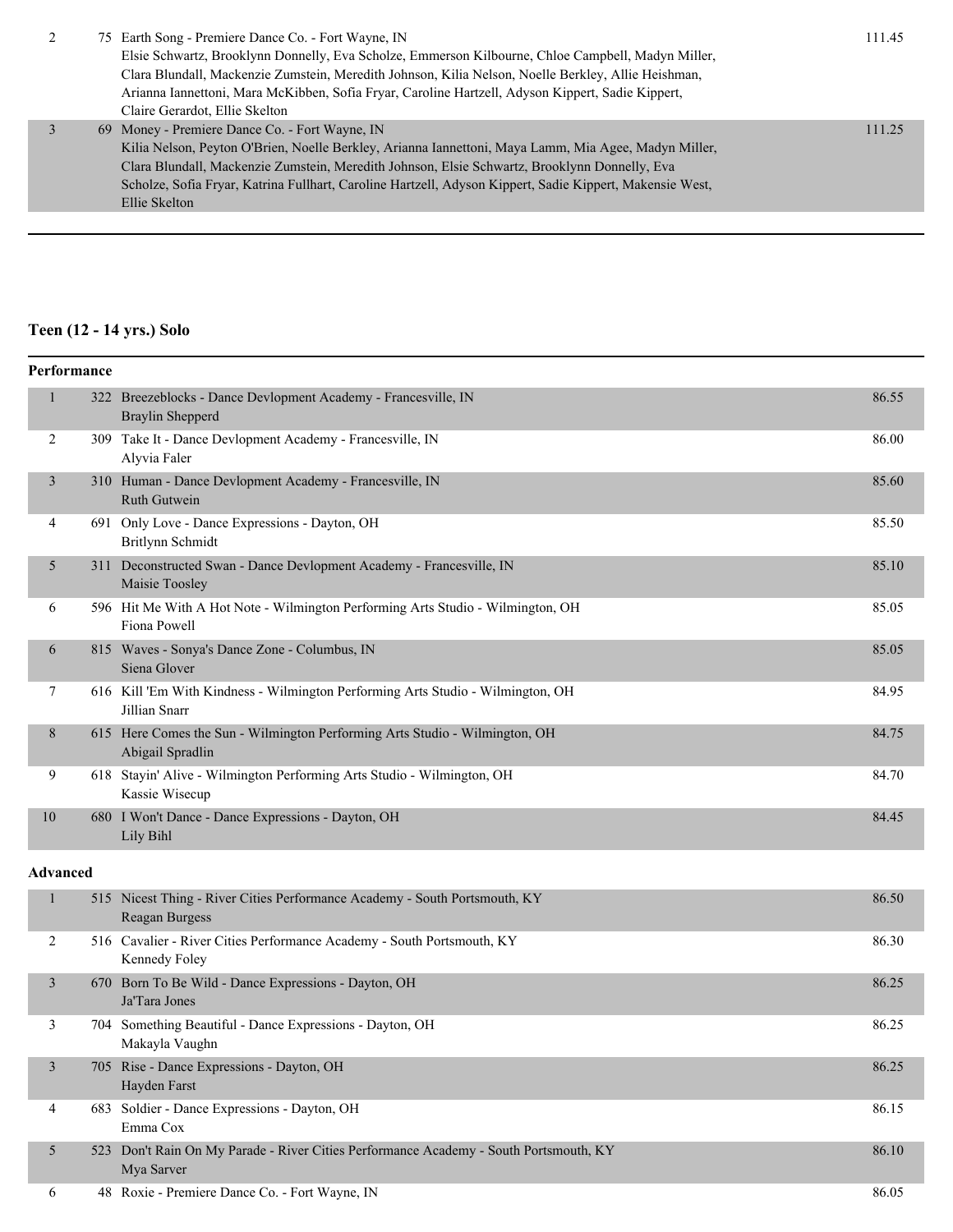| | | | |
|---|---|---|---|
| 2 | 75 | Earth Song - Premiere Dance Co. - Fort Wayne, IN<br>Elsie Schwartz, Brooklynn Donnelly, Eva Scholze, Emmerson Kilbourne, Chloe Campbell, Madyn Miller, Clara Blundall, Mackenzie Zumstein, Meredith Johnson, Kilia Nelson, Noelle Berkley, Allie Heishman, Arianna Iannettoni, Mara McKibben, Sofia Fryar, Caroline Hartzell, Adyson Kippert, Sadie Kippert, Claire Gerardot, Ellie Skelton | 111.45 |
| 3 | 69 | Money - Premiere Dance Co. - Fort Wayne, IN<br>Kilia Nelson, Peyton O'Brien, Noelle Berkley, Arianna Iannettoni, Maya Lamm, Mia Agee, Madyn Miller, Clara Blundall, Mackenzie Zumstein, Meredith Johnson, Elsie Schwartz, Brooklynn Donnelly, Eva Scholze, Sofia Fryar, Katrina Fullhart, Caroline Hartzell, Adyson Kippert, Sadie Kippert, Makensie West, Ellie Skelton | 111.25 |

## Teen (12 - 14 yrs.) Solo

### Performance

| | | | |
|---|---|---|---|
| 1 | 322 | Breezeblocks - Dance Devlopment Academy - Francesville, IN<br>Braylin Shepperd | 86.55 |
| 2 | 309 | Take It - Dance Devlopment Academy - Francesville, IN<br>Alyvia Faler | 86.00 |
| 3 | 310 | Human - Dance Devlopment Academy - Francesville, IN<br>Ruth Gutwein | 85.60 |
| 4 | 691 | Only Love - Dance Expressions - Dayton, OH<br>Britlynn Schmidt | 85.50 |
| 5 | 311 | Deconstructed Swan - Dance Devlopment Academy - Francesville, IN<br>Maisie Toosley | 85.10 |
| 6 | 596 | Hit Me With A Hot Note - Wilmington Performing Arts Studio - Wilmington, OH<br>Fiona Powell | 85.05 |
| 6 | 815 | Waves - Sonya's Dance Zone - Columbus, IN<br>Siena Glover | 85.05 |
| 7 | 616 | Kill 'Em With Kindness - Wilmington Performing Arts Studio - Wilmington, OH<br>Jillian Snarr | 84.95 |
| 8 | 615 | Here Comes the Sun - Wilmington Performing Arts Studio - Wilmington, OH<br>Abigail Spradlin | 84.75 |
| 9 | 618 | Stayin' Alive - Wilmington Performing Arts Studio - Wilmington, OH<br>Kassie Wisecup | 84.70 |
| 10 | 680 | I Won't Dance - Dance Expressions - Dayton, OH<br>Lily Bihl | 84.45 |

### Advanced

| | | | |
|---|---|---|---|
| 1 | 515 | Nicest Thing - River Cities Performance Academy - South Portsmouth, KY<br>Reagan Burgess | 86.50 |
| 2 | 516 | Cavalier - River Cities Performance Academy - South Portsmouth, KY<br>Kennedy Foley | 86.30 |
| 3 | 670 | Born To Be Wild - Dance Expressions - Dayton, OH<br>Ja'Tara Jones | 86.25 |
| 3 | 704 | Something Beautiful - Dance Expressions - Dayton, OH<br>Makayla Vaughn | 86.25 |
| 3 | 705 | Rise - Dance Expressions - Dayton, OH<br>Hayden Farst | 86.25 |
| 4 | 683 | Soldier - Dance Expressions - Dayton, OH<br>Emma Cox | 86.15 |
| 5 | 523 | Don't Rain On My Parade - River Cities Performance Academy - South Portsmouth, KY<br>Mya Sarver | 86.10 |
| 6 | 48 | Roxie - Premiere Dance Co. - Fort Wayne, IN | 86.05 |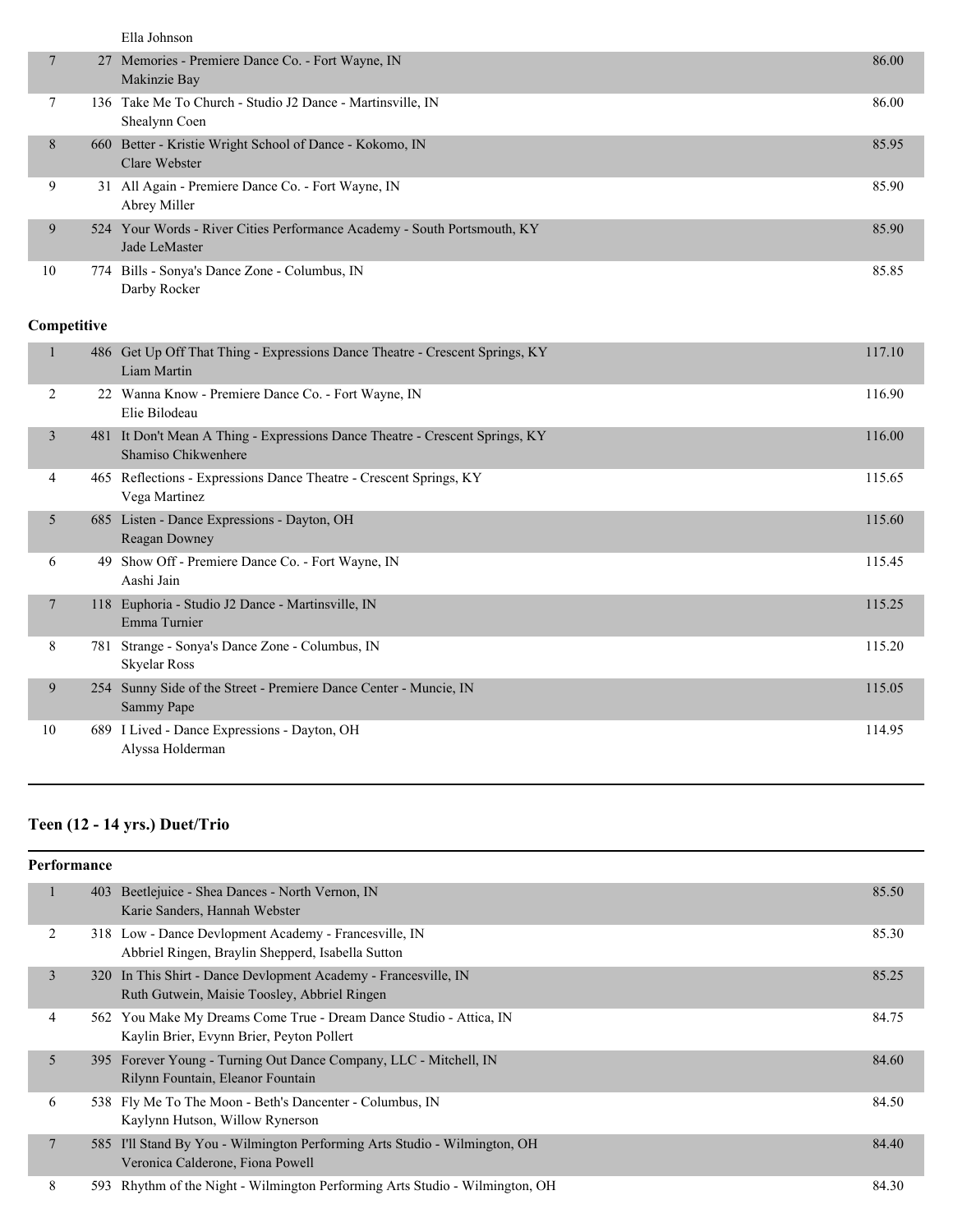| | | | |
|---|---|---|---|
| | | Ella Johnson | |
| 7 | 27 | Memories - Premiere Dance Co. - Fort Wayne, IN<br>Makinzie Bay | 86.00 |
| 7 | 136 | Take Me To Church - Studio J2 Dance - Martinsville, IN<br>Shealynn Coen | 86.00 |
| 8 | 660 | Better - Kristie Wright School of Dance - Kokomo, IN<br>Clare Webster | 85.95 |
| 9 | 31 | All Again - Premiere Dance Co. - Fort Wayne, IN<br>Abrey Miller | 85.90 |
| 9 | 524 | Your Words - River Cities Performance Academy - South Portsmouth, KY<br>Jade LeMaster | 85.90 |
| 10 | 774 | Bills - Sonya's Dance Zone - Columbus, IN<br>Darby Rocker | 85.85 |

**Competitive**

| | | | |
|---|---|---|---|
| 1 | 486 | Get Up Off That Thing - Expressions Dance Theatre - Crescent Springs, KY<br>Liam Martin | 117.10 |
| 2 | 22 | Wanna Know - Premiere Dance Co. - Fort Wayne, IN<br>Elie Bilodeau | 116.90 |
| 3 | 481 | It Don't Mean A Thing - Expressions Dance Theatre - Crescent Springs, KY<br>Shamiso Chikwenhere | 116.00 |
| 4 | 465 | Reflections - Expressions Dance Theatre - Crescent Springs, KY<br>Vega Martinez | 115.65 |
| 5 | 685 | Listen - Dance Expressions - Dayton, OH<br>Reagan Downey | 115.60 |
| 6 | 49 | Show Off - Premiere Dance Co. - Fort Wayne, IN<br>Aashi Jain | 115.45 |
| 7 | 118 | Euphoria - Studio J2 Dance - Martinsville, IN<br>Emma Turnier | 115.25 |
| 8 | 781 | Strange - Sonya's Dance Zone - Columbus, IN<br>Skyelar Ross | 115.20 |
| 9 | 254 | Sunny Side of the Street - Premiere Dance Center - Muncie, IN<br>Sammy Pape | 115.05 |
| 10 | 689 | I Lived - Dance Expressions - Dayton, OH<br>Alyssa Holderman | 114.95 |

## Teen (12 - 14 yrs.) Duet/Trio

**Performance**

| | | | |
|---|---|---|---|
| 1 | 403 | Beetlejuice - Shea Dances - North Vernon, IN<br>Karie Sanders, Hannah Webster | 85.50 |
| 2 | 318 | Low - Dance Devlopment Academy - Francesville, IN<br>Abbriel Ringen, Braylin Shepperd, Isabella Sutton | 85.30 |
| 3 | 320 | In This Shirt - Dance Devlopment Academy - Francesville, IN<br>Ruth Gutwein, Maisie Toosley, Abbriel Ringen | 85.25 |
| 4 | 562 | You Make My Dreams Come True - Dream Dance Studio - Attica, IN<br>Kaylin Brier, Evynn Brier, Peyton Pollert | 84.75 |
| 5 | 395 | Forever Young - Turning Out Dance Company, LLC - Mitchell, IN<br>Rilynn Fountain, Eleanor Fountain | 84.60 |
| 6 | 538 | Fly Me To The Moon - Beth's Dancenter - Columbus, IN<br>Kaylynn Hutson, Willow Rynerson | 84.50 |
| 7 | 585 | I'll Stand By You - Wilmington Performing Arts Studio - Wilmington, OH<br>Veronica Calderone, Fiona Powell | 84.40 |
| 8 | 593 | Rhythm of the Night - Wilmington Performing Arts Studio - Wilmington, OH | 84.30 |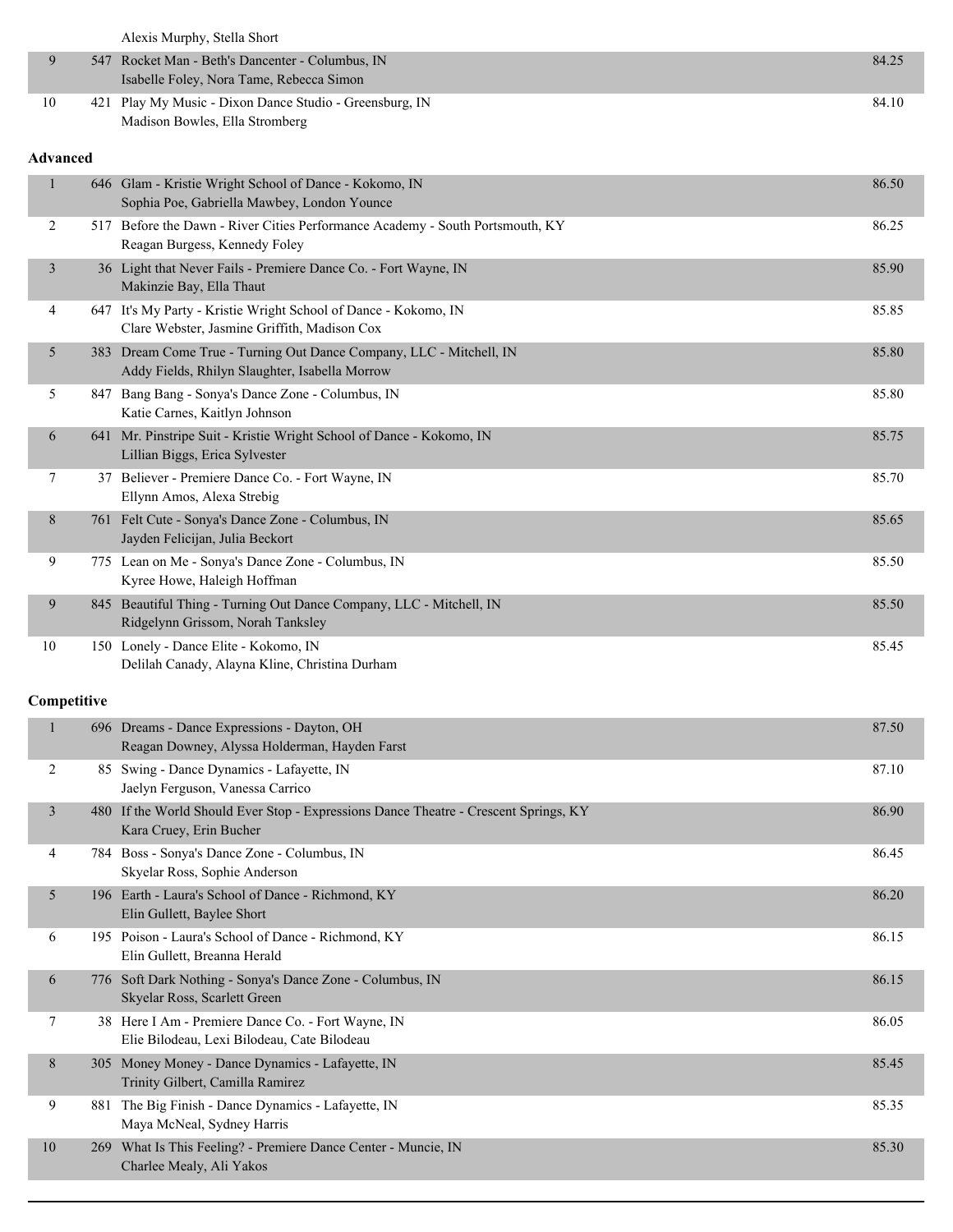| Place | No. | Entry | Score |
|---|---|---|---|
| | | Alexis Murphy, Stella Short | |
| 9 | 547 | Rocket Man - Beth's Dancenter - Columbus, IN<br>Isabelle Foley, Nora Tame, Rebecca Simon | 84.25 |
| 10 | 421 | Play My Music - Dixon Dance Studio - Greensburg, IN<br>Madison Bowles, Ella Stromberg | 84.10 |

**Advanced**

| Place | No. | Entry | Score |
|---|---|---|---|
| 1 | 646 | Glam - Kristie Wright School of Dance - Kokomo, IN<br>Sophia Poe, Gabriella Mawbey, London Younce | 86.50 |
| 2 | 517 | Before the Dawn - River Cities Performance Academy - South Portsmouth, KY<br>Reagan Burgess, Kennedy Foley | 86.25 |
| 3 | 36 | Light that Never Fails - Premiere Dance Co. - Fort Wayne, IN<br>Makinzie Bay, Ella Thaut | 85.90 |
| 4 | 647 | It's My Party - Kristie Wright School of Dance - Kokomo, IN<br>Clare Webster, Jasmine Griffith, Madison Cox | 85.85 |
| 5 | 383 | Dream Come True - Turning Out Dance Company, LLC - Mitchell, IN<br>Addy Fields, Rhilyn Slaughter, Isabella Morrow | 85.80 |
| 5 | 847 | Bang Bang - Sonya's Dance Zone - Columbus, IN<br>Katie Carnes, Kaitlyn Johnson | 85.80 |
| 6 | 641 | Mr. Pinstripe Suit - Kristie Wright School of Dance - Kokomo, IN<br>Lillian Biggs, Erica Sylvester | 85.75 |
| 7 | 37 | Believer - Premiere Dance Co. - Fort Wayne, IN<br>Ellynn Amos, Alexa Strebig | 85.70 |
| 8 | 761 | Felt Cute - Sonya's Dance Zone - Columbus, IN<br>Jayden Felicijan, Julia Beckort | 85.65 |
| 9 | 775 | Lean on Me - Sonya's Dance Zone - Columbus, IN<br>Kyree Howe, Haleigh Hoffman | 85.50 |
| 9 | 845 | Beautiful Thing - Turning Out Dance Company, LLC - Mitchell, IN<br>Ridgelynn Grissom, Norah Tanksley | 85.50 |
| 10 | 150 | Lonely - Dance Elite - Kokomo, IN<br>Delilah Canady, Alayna Kline, Christina Durham | 85.45 |

**Competitive**

| Place | No. | Entry | Score |
|---|---|---|---|
| 1 | 696 | Dreams - Dance Expressions - Dayton, OH<br>Reagan Downey, Alyssa Holderman, Hayden Farst | 87.50 |
| 2 | 85 | Swing - Dance Dynamics - Lafayette, IN<br>Jaelyn Ferguson, Vanessa Carrico | 87.10 |
| 3 | 480 | If the World Should Ever Stop - Expressions Dance Theatre - Crescent Springs, KY<br>Kara Cruey, Erin Bucher | 86.90 |
| 4 | 784 | Boss - Sonya's Dance Zone - Columbus, IN<br>Skyelar Ross, Sophie Anderson | 86.45 |
| 5 | 196 | Earth - Laura's School of Dance - Richmond, KY<br>Elin Gullett, Baylee Short | 86.20 |
| 6 | 195 | Poison - Laura's School of Dance - Richmond, KY<br>Elin Gullett, Breanna Herald | 86.15 |
| 6 | 776 | Soft Dark Nothing - Sonya's Dance Zone - Columbus, IN<br>Skyelar Ross, Scarlett Green | 86.15 |
| 7 | 38 | Here I Am - Premiere Dance Co. - Fort Wayne, IN<br>Elie Bilodeau, Lexi Bilodeau, Cate Bilodeau | 86.05 |
| 8 | 305 | Money Money - Dance Dynamics - Lafayette, IN<br>Trinity Gilbert, Camilla Ramirez | 85.45 |
| 9 | 881 | The Big Finish - Dance Dynamics - Lafayette, IN<br>Maya McNeal, Sydney Harris | 85.35 |
| 10 | 269 | What Is This Feeling? - Premiere Dance Center - Muncie, IN<br>Charlee Mealy, Ali Yakos | 85.30 |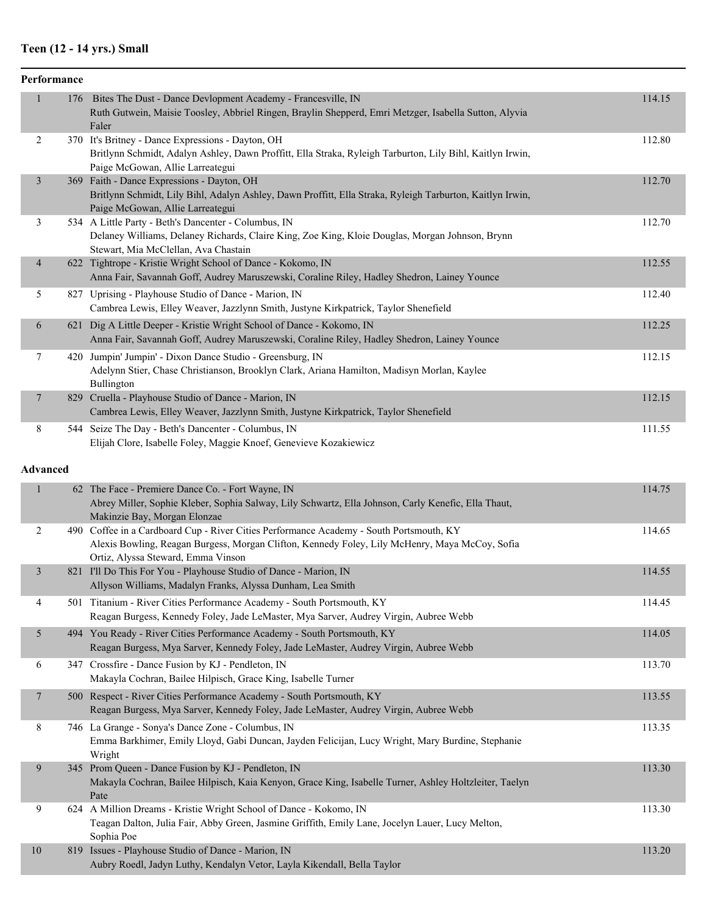## Teen (12 - 14 yrs.) Small

### Performance

| Place | No. | Entry | Score |
|---|---|---|---|
| 1 | 176 | Bites The Dust - Dance Devlopment Academy - Francesville, IN<br>Ruth Gutwein, Maisie Toosley, Abbriel Ringen, Braylin Shepperd, Emri Metzger, Isabella Sutton, Alyvia Faler | 114.15 |
| 2 | 370 | It's Britney - Dance Expressions - Dayton, OH<br>Britlynn Schmidt, Adalyn Ashley, Dawn Proffitt, Ella Straka, Ryleigh Tarburton, Lily Bihl, Kaitlyn Irwin, Paige McGowan, Allie Larreategui | 112.80 |
| 3 | 369 | Faith - Dance Expressions - Dayton, OH<br>Britlynn Schmidt, Lily Bihl, Adalyn Ashley, Dawn Proffitt, Ella Straka, Ryleigh Tarburton, Kaitlyn Irwin, Paige McGowan, Allie Larreategui | 112.70 |
| 3 | 534 | A Little Party - Beth's Dancenter - Columbus, IN<br>Delaney Williams, Delaney Richards, Claire King, Zoe King, Kloie Douglas, Morgan Johnson, Brynn Stewart, Mia McClellan, Ava Chastain | 112.70 |
| 4 | 622 | Tightrope - Kristie Wright School of Dance - Kokomo, IN<br>Anna Fair, Savannah Goff, Audrey Maruszewski, Coraline Riley, Hadley Shedron, Lainey Younce | 112.55 |
| 5 | 827 | Uprising - Playhouse Studio of Dance - Marion, IN<br>Cambrea Lewis, Elley Weaver, Jazzlynn Smith, Justyne Kirkpatrick, Taylor Shenefield | 112.40 |
| 6 | 621 | Dig A Little Deeper - Kristie Wright School of Dance - Kokomo, IN<br>Anna Fair, Savannah Goff, Audrey Maruszewski, Coraline Riley, Hadley Shedron, Lainey Younce | 112.25 |
| 7 | 420 | Jumpin' Jumpin' - Dixon Dance Studio - Greensburg, IN<br>Adelynn Stier, Chase Christianson, Brooklyn Clark, Ariana Hamilton, Madisyn Morlan, Kaylee Bullington | 112.15 |
| 7 | 829 | Cruella - Playhouse Studio of Dance - Marion, IN<br>Cambrea Lewis, Elley Weaver, Jazzlynn Smith, Justyne Kirkpatrick, Taylor Shenefield | 112.15 |
| 8 | 544 | Seize The Day - Beth's Dancenter - Columbus, IN<br>Elijah Clore, Isabelle Foley, Maggie Knoef, Genevieve Kozakiewicz | 111.55 |

### Advanced

| Place | No. | Entry | Score |
|---|---|---|---|
| 1 | 62 | The Face - Premiere Dance Co. - Fort Wayne, IN<br>Abrey Miller, Sophie Kleber, Sophia Salway, Lily Schwartz, Ella Johnson, Carly Kenefic, Ella Thaut, Makinzie Bay, Morgan Elonzae | 114.75 |
| 2 | 490 | Coffee in a Cardboard Cup - River Cities Performance Academy - South Portsmouth, KY<br>Alexis Bowling, Reagan Burgess, Morgan Clifton, Kennedy Foley, Lily McHenry, Maya McCoy, Sofia Ortiz, Alyssa Steward, Emma Vinson | 114.65 |
| 3 | 821 | I'll Do This For You - Playhouse Studio of Dance - Marion, IN<br>Allyson Williams, Madalyn Franks, Alyssa Dunham, Lea Smith | 114.55 |
| 4 | 501 | Titanium - River Cities Performance Academy - South Portsmouth, KY<br>Reagan Burgess, Kennedy Foley, Jade LeMaster, Mya Sarver, Audrey Virgin, Aubree Webb | 114.45 |
| 5 | 494 | You Ready - River Cities Performance Academy - South Portsmouth, KY<br>Reagan Burgess, Mya Sarver, Kennedy Foley, Jade LeMaster, Audrey Virgin, Aubree Webb | 114.05 |
| 6 | 347 | Crossfire - Dance Fusion by KJ - Pendleton, IN<br>Makayla Cochran, Bailee Hilpisch, Grace King, Isabelle Turner | 113.70 |
| 7 | 500 | Respect - River Cities Performance Academy - South Portsmouth, KY<br>Reagan Burgess, Mya Sarver, Kennedy Foley, Jade LeMaster, Audrey Virgin, Aubree Webb | 113.55 |
| 8 | 746 | La Grange - Sonya's Dance Zone - Columbus, IN<br>Emma Barkhimer, Emily Lloyd, Gabi Duncan, Jayden Felicijan, Lucy Wright, Mary Burdine, Stephanie Wright | 113.35 |
| 9 | 345 | Prom Queen - Dance Fusion by KJ - Pendleton, IN<br>Makayla Cochran, Bailee Hilpisch, Kaia Kenyon, Grace King, Isabelle Turner, Ashley Holtzleiter, Taelyn Pate | 113.30 |
| 9 | 624 | A Million Dreams - Kristie Wright School of Dance - Kokomo, IN<br>Teagan Dalton, Julia Fair, Abby Green, Jasmine Griffith, Emily Lane, Jocelyn Lauer, Lucy Melton, Sophia Poe | 113.30 |
| 10 | 819 | Issues - Playhouse Studio of Dance - Marion, IN<br>Aubry Roedl, Jadyn Luthy, Kendalyn Vetor, Layla Kikendall, Bella Taylor | 113.20 |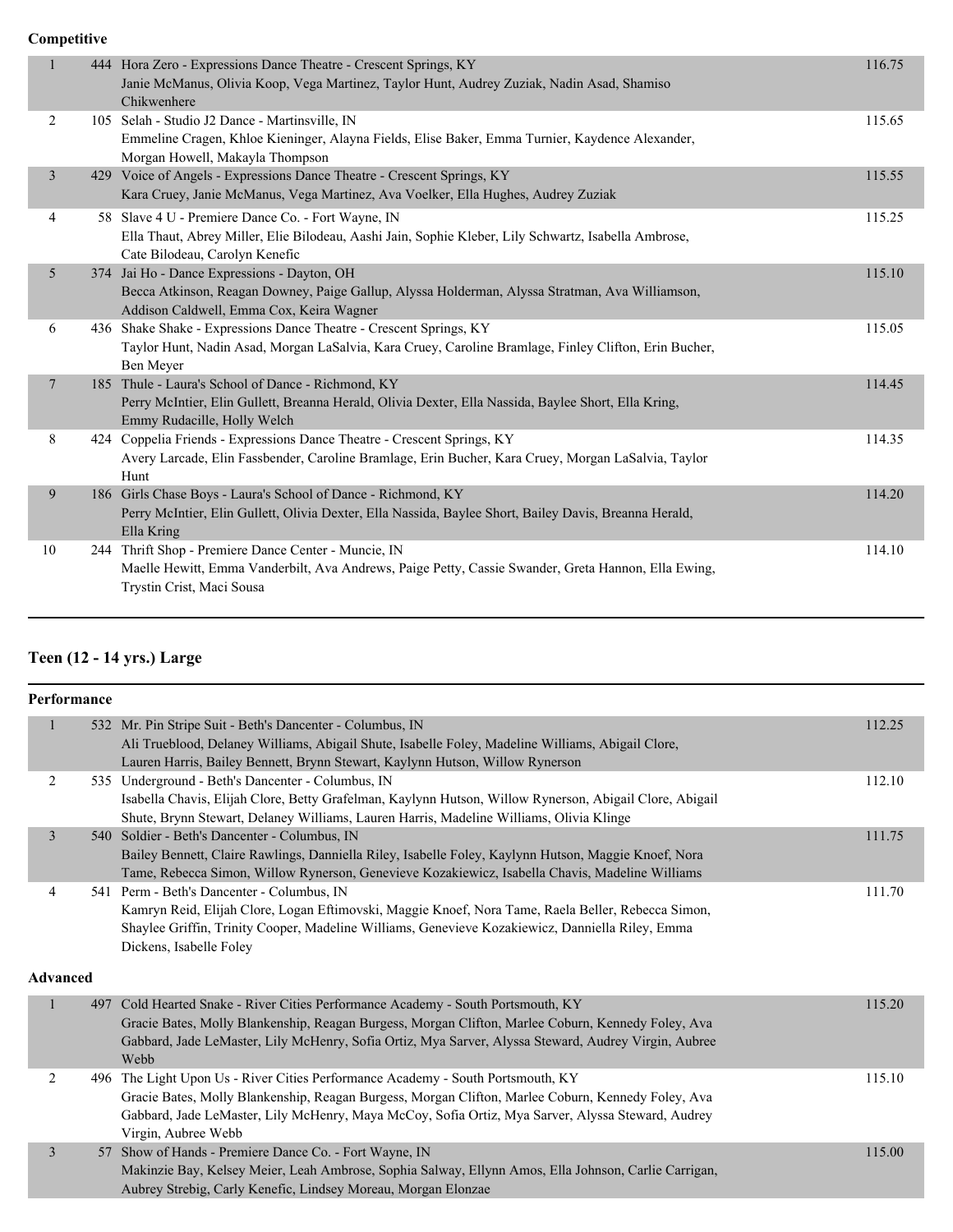**Competitive**

| Place | # | Routine / Studio / Dancers | Score |
|---|---|---|---|
| 1 | 444 | Hora Zero - Expressions Dance Theatre - Crescent Springs, KY<br>Janie McManus, Olivia Koop, Vega Martinez, Taylor Hunt, Audrey Zuziak, Nadin Asad, Shamiso Chikwenhere | 116.75 |
| 2 | 105 | Selah - Studio J2 Dance - Martinsville, IN<br>Emmeline Cragen, Khloe Kieninger, Alayna Fields, Elise Baker, Emma Turnier, Kaydence Alexander, Morgan Howell, Makayla Thompson | 115.65 |
| 3 | 429 | Voice of Angels - Expressions Dance Theatre - Crescent Springs, KY<br>Kara Cruey, Janie McManus, Vega Martinez, Ava Voelker, Ella Hughes, Audrey Zuziak | 115.55 |
| 4 | 58 | Slave 4 U - Premiere Dance Co. - Fort Wayne, IN<br>Ella Thaut, Abrey Miller, Elie Bilodeau, Aashi Jain, Sophie Kleber, Lily Schwartz, Isabella Ambrose, Cate Bilodeau, Carolyn Kenefic | 115.25 |
| 5 | 374 | Jai Ho - Dance Expressions - Dayton, OH<br>Becca Atkinson, Reagan Downey, Paige Gallup, Alyssa Holderman, Alyssa Stratman, Ava Williamson, Addison Caldwell, Emma Cox, Keira Wagner | 115.10 |
| 6 | 436 | Shake Shake - Expressions Dance Theatre - Crescent Springs, KY<br>Taylor Hunt, Nadin Asad, Morgan LaSalvia, Kara Cruey, Caroline Bramlage, Finley Clifton, Erin Bucher, Ben Meyer | 115.05 |
| 7 | 185 | Thule - Laura's School of Dance - Richmond, KY<br>Perry McIntier, Elin Gullett, Breanna Herald, Olivia Dexter, Ella Nassida, Baylee Short, Ella Kring, Emmy Rudacille, Holly Welch | 114.45 |
| 8 | 424 | Coppelia Friends - Expressions Dance Theatre - Crescent Springs, KY<br>Avery Larcade, Elin Fassbender, Caroline Bramlage, Erin Bucher, Kara Cruey, Morgan LaSalvia, Taylor Hunt | 114.35 |
| 9 | 186 | Girls Chase Boys - Laura's School of Dance - Richmond, KY<br>Perry McIntier, Elin Gullett, Olivia Dexter, Ella Nassida, Baylee Short, Bailey Davis, Breanna Herald, Ella Kring | 114.20 |
| 10 | 244 | Thrift Shop - Premiere Dance Center - Muncie, IN<br>Maelle Hewitt, Emma Vanderbilt, Ava Andrews, Paige Petty, Cassie Swander, Greta Hannon, Ella Ewing, Trystin Crist, Maci Sousa | 114.10 |

## Teen (12 - 14 yrs.) Large

**Performance**

| Place | # | Routine / Studio / Dancers | Score |
|---|---|---|---|
| 1 | 532 | Mr. Pin Stripe Suit - Beth's Dancenter - Columbus, IN<br>Ali Trueblood, Delaney Williams, Abigail Shute, Isabelle Foley, Madeline Williams, Abigail Clore, Lauren Harris, Bailey Bennett, Brynn Stewart, Kaylynn Hutson, Willow Rynerson | 112.25 |
| 2 | 535 | Underground - Beth's Dancenter - Columbus, IN<br>Isabella Chavis, Elijah Clore, Betty Grafelman, Kaylynn Hutson, Willow Rynerson, Abigail Clore, Abigail Shute, Brynn Stewart, Delaney Williams, Lauren Harris, Madeline Williams, Olivia Klinge | 112.10 |
| 3 | 540 | Soldier - Beth's Dancenter - Columbus, IN<br>Bailey Bennett, Claire Rawlings, Danniella Riley, Isabelle Foley, Kaylynn Hutson, Maggie Knoef, Nora Tame, Rebecca Simon, Willow Rynerson, Genevieve Kozakiewicz, Isabella Chavis, Madeline Williams | 111.75 |
| 4 | 541 | Perm - Beth's Dancenter - Columbus, IN<br>Kamryn Reid, Elijah Clore, Logan Eftimovski, Maggie Knoef, Nora Tame, Raela Beller, Rebecca Simon, Shaylee Griffin, Trinity Cooper, Madeline Williams, Genevieve Kozakiewicz, Danniella Riley, Emma Dickens, Isabelle Foley | 111.70 |

**Advanced**

| Place | # | Routine / Studio / Dancers | Score |
|---|---|---|---|
| 1 | 497 | Cold Hearted Snake - River Cities Performance Academy - South Portsmouth, KY<br>Gracie Bates, Molly Blankenship, Reagan Burgess, Morgan Clifton, Marlee Coburn, Kennedy Foley, Ava Gabbard, Jade LeMaster, Lily McHenry, Sofia Ortiz, Mya Sarver, Alyssa Steward, Audrey Virgin, Aubree Webb | 115.20 |
| 2 | 496 | The Light Upon Us - River Cities Performance Academy - South Portsmouth, KY<br>Gracie Bates, Molly Blankenship, Reagan Burgess, Morgan Clifton, Marlee Coburn, Kennedy Foley, Ava Gabbard, Jade LeMaster, Lily McHenry, Maya McCoy, Sofia Ortiz, Mya Sarver, Alyssa Steward, Audrey Virgin, Aubree Webb | 115.10 |
| 3 | 57 | Show of Hands - Premiere Dance Co. - Fort Wayne, IN<br>Makinzie Bay, Kelsey Meier, Leah Ambrose, Sophia Salway, Ellynn Amos, Ella Johnson, Carlie Carrigan, Aubrey Strebig, Carly Kenefic, Lindsey Moreau, Morgan Elonzae | 115.00 |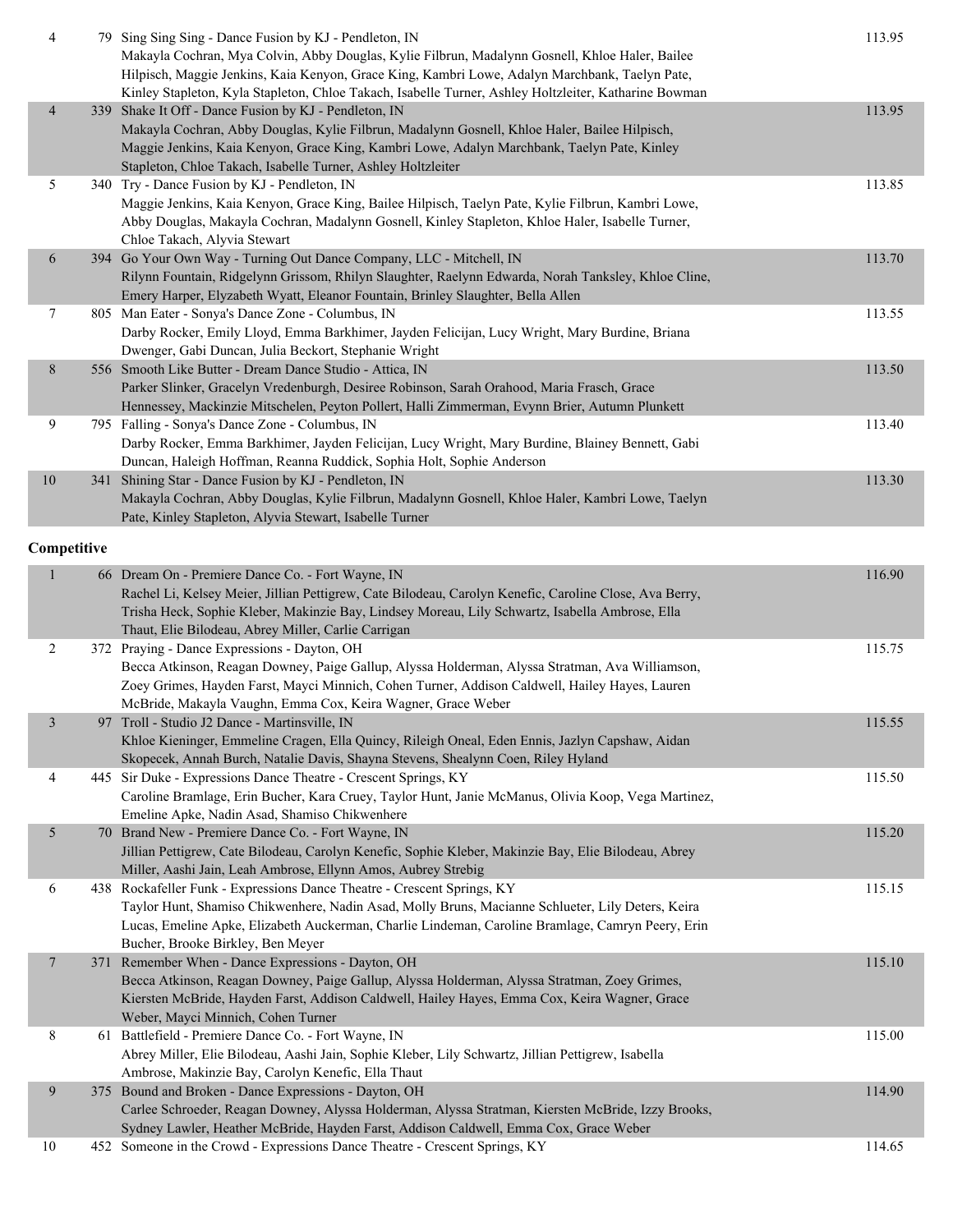| Place | No. | Entry | Score |
|---|---|---|---|
| 4 | 79 | Sing Sing Sing - Dance Fusion by KJ - Pendleton, IN<br>Makayla Cochran, Mya Colvin, Abby Douglas, Kylie Filbrun, Madalynn Gosnell, Khloe Haler, Bailee Hilpisch, Maggie Jenkins, Kaia Kenyon, Grace King, Kambri Lowe, Adalyn Marchbank, Taelyn Pate, Kinley Stapleton, Kyla Stapleton, Chloe Takach, Isabelle Turner, Ashley Holtzleiter, Katharine Bowman | 113.95 |
| 4 | 339 | Shake It Off - Dance Fusion by KJ - Pendleton, IN<br>Makayla Cochran, Abby Douglas, Kylie Filbrun, Madalynn Gosnell, Khloe Haler, Bailee Hilpisch, Maggie Jenkins, Kaia Kenyon, Grace King, Kambri Lowe, Adalyn Marchbank, Taelyn Pate, Kinley Stapleton, Chloe Takach, Isabelle Turner, Ashley Holtzleiter | 113.95 |
| 5 | 340 | Try - Dance Fusion by KJ - Pendleton, IN<br>Maggie Jenkins, Kaia Kenyon, Grace King, Bailee Hilpisch, Taelyn Pate, Kylie Filbrun, Kambri Lowe, Abby Douglas, Makayla Cochran, Madalynn Gosnell, Kinley Stapleton, Khloe Haler, Isabelle Turner, Chloe Takach, Alyvia Stewart | 113.85 |
| 6 | 394 | Go Your Own Way - Turning Out Dance Company, LLC - Mitchell, IN<br>Rilynn Fountain, Ridgelynn Grissom, Rhilyn Slaughter, Raelynn Edwarda, Norah Tanksley, Khloe Cline, Emery Harper, Elyzabeth Wyatt, Eleanor Fountain, Brinley Slaughter, Bella Allen | 113.70 |
| 7 | 805 | Man Eater - Sonya's Dance Zone - Columbus, IN<br>Darby Rocker, Emily Lloyd, Emma Barkhimer, Jayden Felicijan, Lucy Wright, Mary Burdine, Briana Dwenger, Gabi Duncan, Julia Beckort, Stephanie Wright | 113.55 |
| 8 | 556 | Smooth Like Butter - Dream Dance Studio - Attica, IN<br>Parker Slinker, Gracelyn Vredenburgh, Desiree Robinson, Sarah Orahood, Maria Frasch, Grace Hennessey, Mackinzie Mitschelen, Peyton Pollert, Halli Zimmerman, Evynn Brier, Autumn Plunkett | 113.50 |
| 9 | 795 | Falling - Sonya's Dance Zone - Columbus, IN<br>Darby Rocker, Emma Barkhimer, Jayden Felicijan, Lucy Wright, Mary Burdine, Blainey Bennett, Gabi Duncan, Haleigh Hoffman, Reanna Ruddick, Sophia Holt, Sophie Anderson | 113.40 |
| 10 | 341 | Shining Star - Dance Fusion by KJ - Pendleton, IN<br>Makayla Cochran, Abby Douglas, Kylie Filbrun, Madalynn Gosnell, Khloe Haler, Kambri Lowe, Taelyn Pate, Kinley Stapleton, Alyvia Stewart, Isabelle Turner | 113.30 |

**Competitive**

| Place | No. | Entry | Score |
|---|---|---|---|
| 1 | 66 | Dream On - Premiere Dance Co. - Fort Wayne, IN<br>Rachel Li, Kelsey Meier, Jillian Pettigrew, Cate Bilodeau, Carolyn Kenefic, Caroline Close, Ava Berry, Trisha Heck, Sophie Kleber, Makinzie Bay, Lindsey Moreau, Lily Schwartz, Isabella Ambrose, Ella Thaut, Elie Bilodeau, Abrey Miller, Carlie Carrigan | 116.90 |
| 2 | 372 | Praying - Dance Expressions - Dayton, OH<br>Becca Atkinson, Reagan Downey, Paige Gallup, Alyssa Holderman, Alyssa Stratman, Ava Williamson, Zoey Grimes, Hayden Farst, Mayci Minnich, Cohen Turner, Addison Caldwell, Hailey Hayes, Lauren McBride, Makayla Vaughn, Emma Cox, Keira Wagner, Grace Weber | 115.75 |
| 3 | 97 | Troll - Studio J2 Dance - Martinsville, IN<br>Khloe Kieninger, Emmeline Cragen, Ella Quincy, Rileigh Oneal, Eden Ennis, Jazlyn Capshaw, Aidan Skopecek, Annah Burch, Natalie Davis, Shayna Stevens, Shealynn Coen, Riley Hyland | 115.55 |
| 4 | 445 | Sir Duke - Expressions Dance Theatre - Crescent Springs, KY<br>Caroline Bramlage, Erin Bucher, Kara Cruey, Taylor Hunt, Janie McManus, Olivia Koop, Vega Martinez, Emeline Apke, Nadin Asad, Shamiso Chikwenhere | 115.50 |
| 5 | 70 | Brand New - Premiere Dance Co. - Fort Wayne, IN<br>Jillian Pettigrew, Cate Bilodeau, Carolyn Kenefic, Sophie Kleber, Makinzie Bay, Elie Bilodeau, Abrey Miller, Aashi Jain, Leah Ambrose, Ellynn Amos, Aubrey Strebig | 115.20 |
| 6 | 438 | Rockafeller Funk - Expressions Dance Theatre - Crescent Springs, KY<br>Taylor Hunt, Shamiso Chikwenhere, Nadin Asad, Molly Bruns, Macianne Schlueter, Lily Deters, Keira Lucas, Emeline Apke, Elizabeth Auckerman, Charlie Lindeman, Caroline Bramlage, Camryn Peery, Erin Bucher, Brooke Birkley, Ben Meyer | 115.15 |
| 7 | 371 | Remember When - Dance Expressions - Dayton, OH<br>Becca Atkinson, Reagan Downey, Paige Gallup, Alyssa Holderman, Alyssa Stratman, Zoey Grimes, Kiersten McBride, Hayden Farst, Addison Caldwell, Hailey Hayes, Emma Cox, Keira Wagner, Grace Weber, Mayci Minnich, Cohen Turner | 115.10 |
| 8 | 61 | Battlefield - Premiere Dance Co. - Fort Wayne, IN<br>Abrey Miller, Elie Bilodeau, Aashi Jain, Sophie Kleber, Lily Schwartz, Jillian Pettigrew, Isabella Ambrose, Makinzie Bay, Carolyn Kenefic, Ella Thaut | 115.00 |
| 9 | 375 | Bound and Broken - Dance Expressions - Dayton, OH<br>Carlee Schroeder, Reagan Downey, Alyssa Holderman, Alyssa Stratman, Kiersten McBride, Izzy Brooks, Sydney Lawler, Heather McBride, Hayden Farst, Addison Caldwell, Emma Cox, Grace Weber | 114.90 |
| 10 | 452 | Someone in the Crowd - Expressions Dance Theatre - Crescent Springs, KY | 114.65 |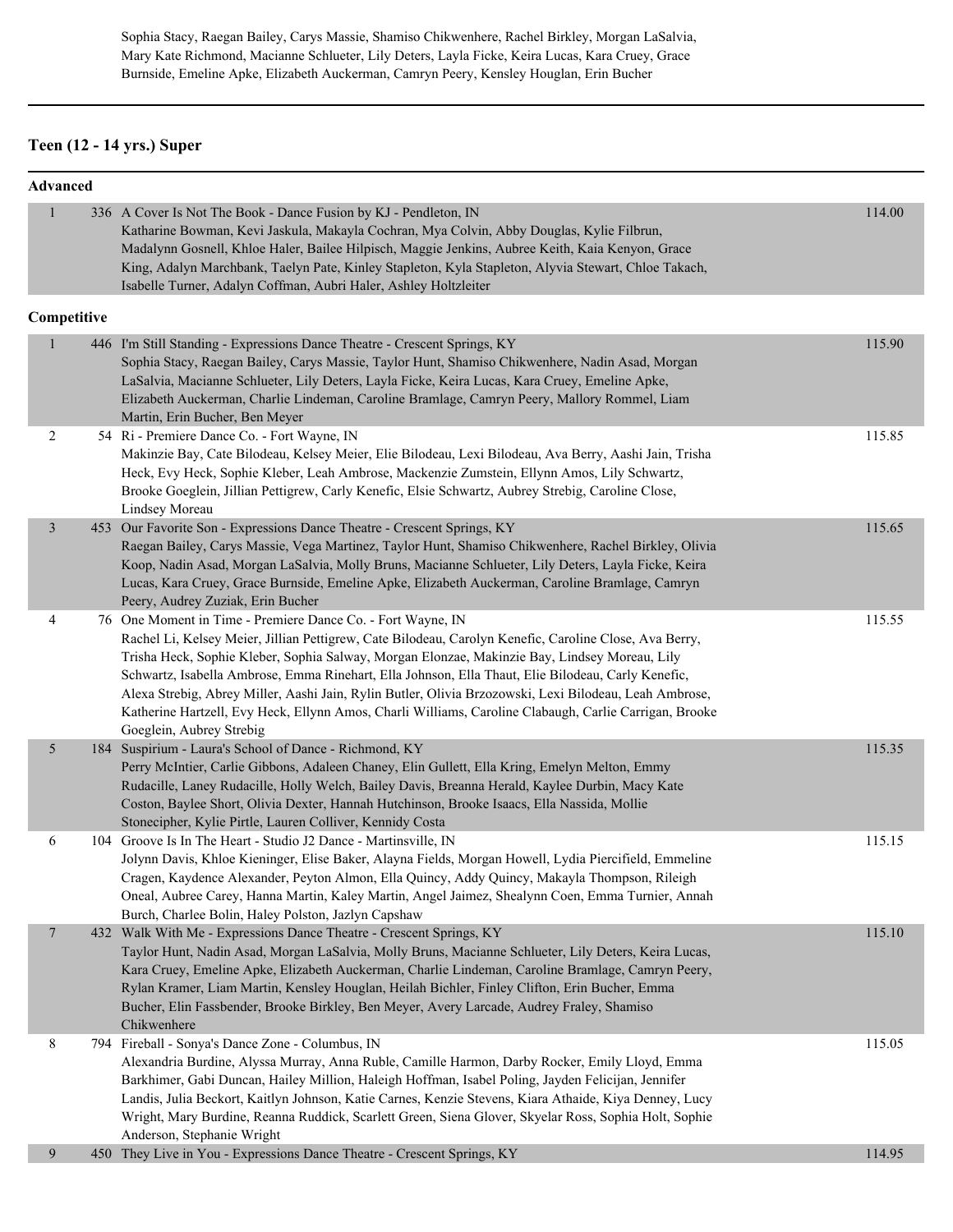Sophia Stacy, Raegan Bailey, Carys Massie, Shamiso Chikwenhere, Rachel Birkley, Morgan LaSalvia, Mary Kate Richmond, Macianne Schlueter, Lily Deters, Layla Ficke, Keira Lucas, Kara Cruey, Grace Burnside, Emeline Apke, Elizabeth Auckerman, Camryn Peery, Kensley Houglan, Erin Bucher

## Teen (12 - 14 yrs.) Super

### Advanced

| Place | No. | Routine / Studio / Dancers | Score |
|---|---|---|---|
| 1 | 336 | A Cover Is Not The Book - Dance Fusion by KJ - Pendleton, IN<br>Katharine Bowman, Kevi Jaskula, Makayla Cochran, Mya Colvin, Abby Douglas, Kylie Filbrun, Madalynn Gosnell, Khloe Haler, Bailee Hilpisch, Maggie Jenkins, Aubree Keith, Kaia Kenyon, Grace King, Adalyn Marchbank, Taelyn Pate, Kinley Stapleton, Kyla Stapleton, Alyvia Stewart, Chloe Takach, Isabelle Turner, Adalyn Coffman, Aubri Haler, Ashley Holtzleiter | 114.00 |

### Competitive

| Place | No. | Routine / Studio / Dancers | Score |
|---|---|---|---|
| 1 | 446 | I'm Still Standing - Expressions Dance Theatre - Crescent Springs, KY<br>Sophia Stacy, Raegan Bailey, Carys Massie, Taylor Hunt, Shamiso Chikwenhere, Nadin Asad, Morgan LaSalvia, Macianne Schlueter, Lily Deters, Layla Ficke, Keira Lucas, Kara Cruey, Emeline Apke, Elizabeth Auckerman, Charlie Lindeman, Caroline Bramlage, Camryn Peery, Mallory Rommel, Liam Martin, Erin Bucher, Ben Meyer | 115.90 |
| 2 | 54 | Ri - Premiere Dance Co. - Fort Wayne, IN<br>Makinzie Bay, Cate Bilodeau, Kelsey Meier, Elie Bilodeau, Lexi Bilodeau, Ava Berry, Aashi Jain, Trisha Heck, Evy Heck, Sophie Kleber, Leah Ambrose, Mackenzie Zumstein, Ellynn Amos, Lily Schwartz, Brooke Goeglein, Jillian Pettigrew, Carly Kenefic, Elsie Schwartz, Aubrey Strebig, Caroline Close, Lindsey Moreau | 115.85 |
| 3 | 453 | Our Favorite Son - Expressions Dance Theatre - Crescent Springs, KY<br>Raegan Bailey, Carys Massie, Vega Martinez, Taylor Hunt, Shamiso Chikwenhere, Rachel Birkley, Olivia Koop, Nadin Asad, Morgan LaSalvia, Molly Bruns, Macianne Schlueter, Lily Deters, Layla Ficke, Keira Lucas, Kara Cruey, Grace Burnside, Emeline Apke, Elizabeth Auckerman, Caroline Bramlage, Camryn Peery, Audrey Zuziak, Erin Bucher | 115.65 |
| 4 | 76 | One Moment in Time - Premiere Dance Co. - Fort Wayne, IN<br>Rachel Li, Kelsey Meier, Jillian Pettigrew, Cate Bilodeau, Carolyn Kenefic, Caroline Close, Ava Berry, Trisha Heck, Sophie Kleber, Sophia Salway, Morgan Elonzae, Makinzie Bay, Lindsey Moreau, Lily Schwartz, Isabella Ambrose, Emma Rinehart, Ella Johnson, Ella Thaut, Elie Bilodeau, Carly Kenefic, Alexa Strebig, Abrey Miller, Aashi Jain, Rylin Butler, Olivia Brzozowski, Lexi Bilodeau, Leah Ambrose, Katherine Hartzell, Evy Heck, Ellynn Amos, Charli Williams, Caroline Clabaugh, Carlie Carrigan, Brooke Goeglein, Aubrey Strebig | 115.55 |
| 5 | 184 | Suspirium - Laura's School of Dance - Richmond, KY<br>Perry McIntier, Carlie Gibbons, Adaleen Chaney, Elin Gullett, Ella Kring, Emelyn Melton, Emmy Rudacille, Laney Rudacille, Holly Welch, Bailey Davis, Breanna Herald, Kaylee Durbin, Macy Kate Coston, Baylee Short, Olivia Dexter, Hannah Hutchinson, Brooke Isaacs, Ella Nassida, Mollie Stonecipher, Kylie Pirtle, Lauren Colliver, Kennidy Costa | 115.35 |
| 6 | 104 | Groove Is In The Heart - Studio J2 Dance - Martinsville, IN<br>Jolynn Davis, Khloe Kieninger, Elise Baker, Alayna Fields, Morgan Howell, Lydia Piercifield, Emmeline Cragen, Kaydence Alexander, Peyton Almon, Ella Quincy, Addy Quincy, Makayla Thompson, Rileigh Oneal, Aubree Carey, Hanna Martin, Kaley Martin, Angel Jaimez, Shealynn Coen, Emma Turnier, Annah Burch, Charlee Bolin, Haley Polston, Jazlyn Capshaw | 115.15 |
| 7 | 432 | Walk With Me - Expressions Dance Theatre - Crescent Springs, KY<br>Taylor Hunt, Nadin Asad, Morgan LaSalvia, Molly Bruns, Macianne Schlueter, Lily Deters, Keira Lucas, Kara Cruey, Emeline Apke, Elizabeth Auckerman, Charlie Lindeman, Caroline Bramlage, Camryn Peery, Rylan Kramer, Liam Martin, Kensley Houglan, Heilah Bichler, Finley Clifton, Erin Bucher, Emma Bucher, Elin Fassbender, Brooke Birkley, Ben Meyer, Avery Larcade, Audrey Fraley, Shamiso Chikwenhere | 115.10 |
| 8 | 794 | Fireball - Sonya's Dance Zone - Columbus, IN<br>Alexandria Burdine, Alyssa Murray, Anna Ruble, Camille Harmon, Darby Rocker, Emily Lloyd, Emma Barkhimer, Gabi Duncan, Hailey Million, Haleigh Hoffman, Isabel Poling, Jayden Felicijan, Jennifer Landis, Julia Beckort, Kaitlyn Johnson, Katie Carnes, Kenzie Stevens, Kiara Athaide, Kiya Denney, Lucy Wright, Mary Burdine, Reanna Ruddick, Scarlett Green, Siena Glover, Skyelar Ross, Sophia Holt, Sophie Anderson, Stephanie Wright | 115.05 |
| 9 | 450 | They Live in You - Expressions Dance Theatre - Crescent Springs, KY | 114.95 |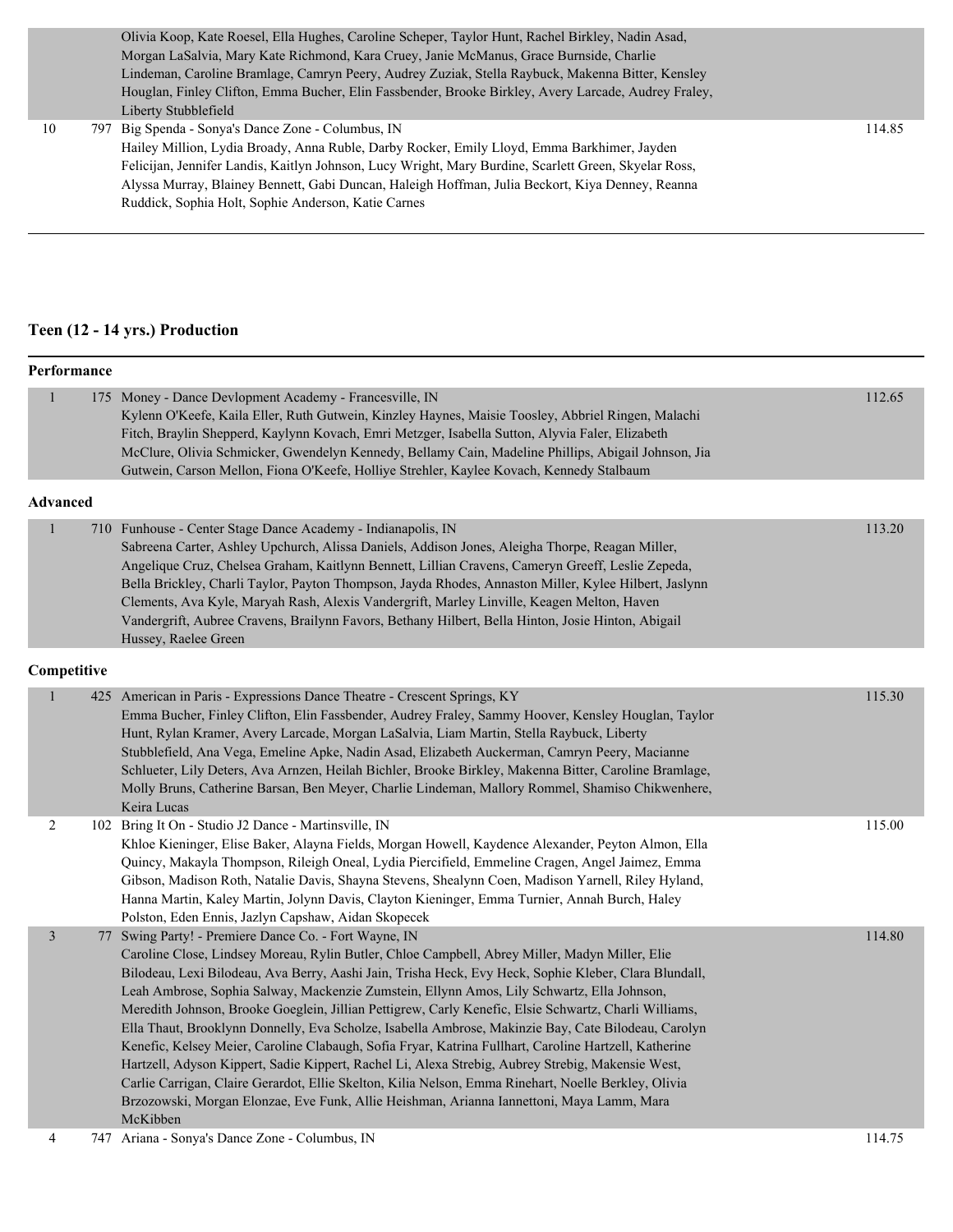| | | | |
|---|---|---|---|
| | | Olivia Koop, Kate Roesel, Ella Hughes, Caroline Scheper, Taylor Hunt, Rachel Birkley, Nadin Asad, Morgan LaSalvia, Mary Kate Richmond, Kara Cruey, Janie McManus, Grace Burnside, Charlie Lindeman, Caroline Bramlage, Camryn Peery, Audrey Zuziak, Stella Raybuck, Makenna Bitter, Kensley Houglan, Finley Clifton, Emma Bucher, Elin Fassbender, Brooke Birkley, Avery Larcade, Audrey Fraley, Liberty Stubblefield | |
| 10 | 797 | Big Spenda - Sonya's Dance Zone - Columbus, IN<br>Hailey Million, Lydia Broady, Anna Ruble, Darby Rocker, Emily Lloyd, Emma Barkhimer, Jayden Felicijan, Jennifer Landis, Kaitlyn Johnson, Lucy Wright, Mary Burdine, Scarlett Green, Skyelar Ross, Alyssa Murray, Blainey Bennett, Gabi Duncan, Haleigh Hoffman, Julia Beckort, Kiya Denney, Reanna Ruddick, Sophia Holt, Sophie Anderson, Katie Carnes | 114.85 |

## Teen (12 - 14 yrs.) Production

### Performance

| | | | |
|---|---|---|---|
| 1 | 175 | Money - Dance Devlopment Academy - Francesville, IN<br>Kylenn O'Keefe, Kaila Eller, Ruth Gutwein, Kinzley Haynes, Maisie Toosley, Abbriel Ringen, Malachi Fitch, Braylin Shepperd, Kaylynn Kovach, Emri Metzger, Isabella Sutton, Alyvia Faler, Elizabeth McClure, Olivia Schmicker, Gwendelyn Kennedy, Bellamy Cain, Madeline Phillips, Abigail Johnson, Jia Gutwein, Carson Mellon, Fiona O'Keefe, Holliye Strehler, Kaylee Kovach, Kennedy Stalbaum | 112.65 |

### Advanced

| | | | |
|---|---|---|---|
| 1 | 710 | Funhouse - Center Stage Dance Academy - Indianapolis, IN<br>Sabreena Carter, Ashley Upchurch, Alissa Daniels, Addison Jones, Aleigha Thorpe, Reagan Miller, Angelique Cruz, Chelsea Graham, Kaitlynn Bennett, Lillian Cravens, Cameryn Greeff, Leslie Zepeda, Bella Brickley, Charli Taylor, Payton Thompson, Jayda Rhodes, Annaston Miller, Kylee Hilbert, Jaslynn Clements, Ava Kyle, Maryah Rash, Alexis Vandergrift, Marley Linville, Keagen Melton, Haven Vandergrift, Aubree Cravens, Brailynn Favors, Bethany Hilbert, Bella Hinton, Josie Hinton, Abigail Hussey, Raelee Green | 113.20 |

### Competitive

| | | | |
|---|---|---|---|
| 1 | 425 | American in Paris - Expressions Dance Theatre - Crescent Springs, KY<br>Emma Bucher, Finley Clifton, Elin Fassbender, Audrey Fraley, Sammy Hoover, Kensley Houglan, Taylor Hunt, Rylan Kramer, Avery Larcade, Morgan LaSalvia, Liam Martin, Stella Raybuck, Liberty Stubblefield, Ana Vega, Emeline Apke, Nadin Asad, Elizabeth Auckerman, Camryn Peery, Macianne Schlueter, Lily Deters, Ava Arnzen, Heilah Bichler, Brooke Birkley, Makenna Bitter, Caroline Bramlage, Molly Bruns, Catherine Barsan, Ben Meyer, Charlie Lindeman, Mallory Rommel, Shamiso Chikwenhere, Keira Lucas | 115.30 |
| 2 | 102 | Bring It On - Studio J2 Dance - Martinsville, IN<br>Khloe Kieninger, Elise Baker, Alayna Fields, Morgan Howell, Kaydence Alexander, Peyton Almon, Ella Quincy, Makayla Thompson, Rileigh Oneal, Lydia Piercifield, Emmeline Cragen, Angel Jaimez, Emma Gibson, Madison Roth, Natalie Davis, Shayna Stevens, Shealynn Coen, Madison Yarnell, Riley Hyland, Hanna Martin, Kaley Martin, Jolynn Davis, Clayton Kieninger, Emma Turnier, Annah Burch, Haley Polston, Eden Ennis, Jazlyn Capshaw, Aidan Skopecek | 115.00 |
| 3 | 77 | Swing Party! - Premiere Dance Co. - Fort Wayne, IN<br>Caroline Close, Lindsey Moreau, Rylin Butler, Chloe Campbell, Abrey Miller, Madyn Miller, Elie Bilodeau, Lexi Bilodeau, Ava Berry, Aashi Jain, Trisha Heck, Evy Heck, Sophie Kleber, Clara Blundall, Leah Ambrose, Sophia Salway, Mackenzie Zumstein, Ellynn Amos, Lily Schwartz, Ella Johnson, Meredith Johnson, Brooke Goeglein, Jillian Pettigrew, Carly Kenefic, Elsie Schwartz, Charli Williams, Ella Thaut, Brooklynn Donnelly, Eva Scholze, Isabella Ambrose, Makinzie Bay, Cate Bilodeau, Carolyn Kenefic, Kelsey Meier, Caroline Clabaugh, Sofia Fryar, Katrina Fullhart, Caroline Hartzell, Katherine Hartzell, Adyson Kippert, Sadie Kippert, Rachel Li, Alexa Strebig, Aubrey Strebig, Makensie West, Carlie Carrigan, Claire Gerardot, Ellie Skelton, Kilia Nelson, Emma Rinehart, Noelle Berkley, Olivia Brzozowski, Morgan Elonzae, Eve Funk, Allie Heishman, Arianna Iannettoni, Maya Lamm, Mara McKibben | 114.80 |
| 4 | 747 | Ariana - Sonya's Dance Zone - Columbus, IN | 114.75 |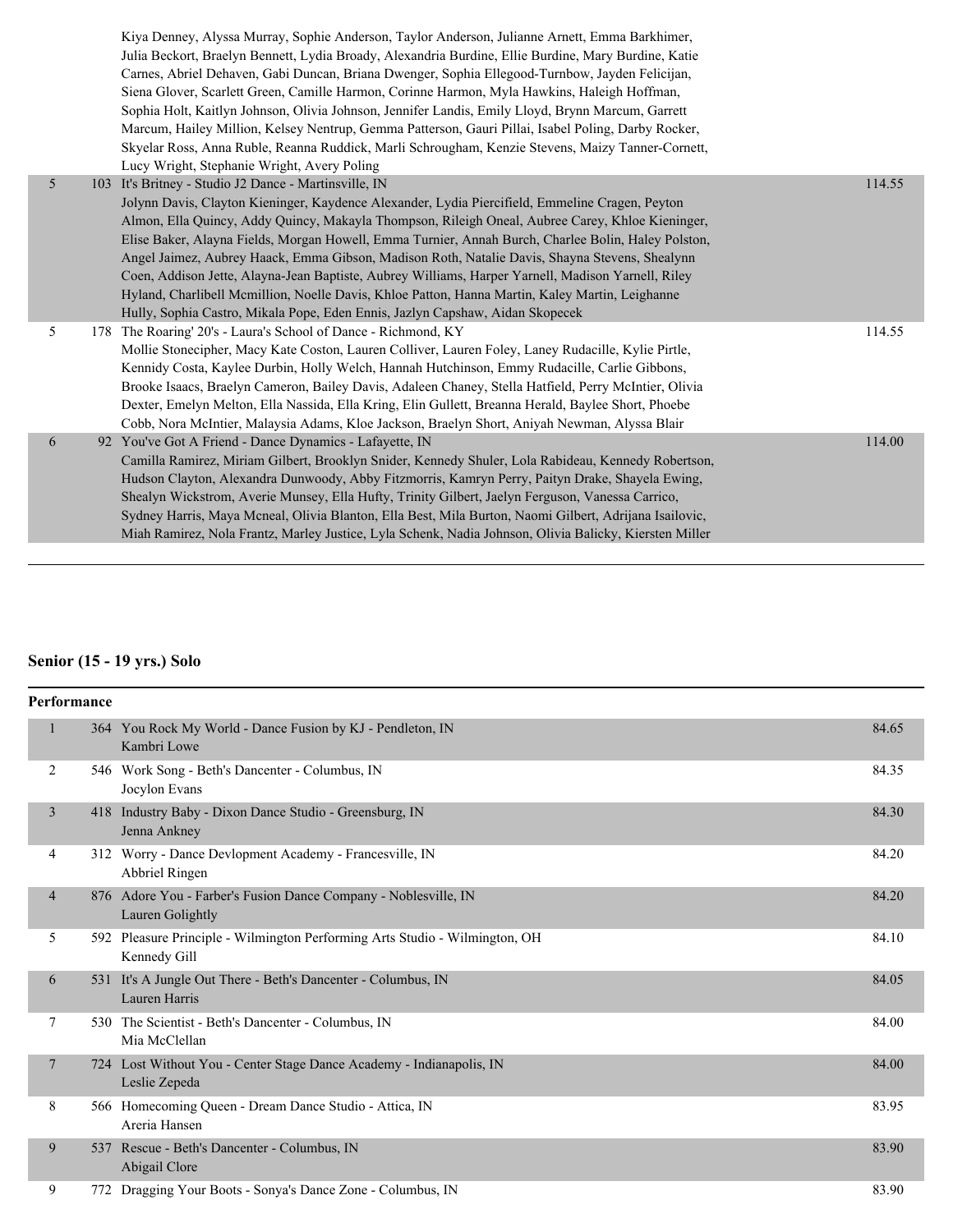| | | | |
|---|---|---|---|
| | | Kiya Denney, Alyssa Murray, Sophie Anderson, Taylor Anderson, Julianne Arnett, Emma Barkhimer, Julia Beckort, Braelyn Bennett, Lydia Broady, Alexandria Burdine, Ellie Burdine, Mary Burdine, Katie Carnes, Abriel Dehaven, Gabi Duncan, Briana Dwenger, Sophia Ellegood-Turnbow, Jayden Felicijan, Siena Glover, Scarlett Green, Camille Harmon, Corinne Harmon, Myla Hawkins, Haleigh Hoffman, Sophia Holt, Kaitlyn Johnson, Olivia Johnson, Jennifer Landis, Emily Lloyd, Brynn Marcum, Garrett Marcum, Hailey Million, Kelsey Nentrup, Gemma Patterson, Gauri Pillai, Isabel Poling, Darby Rocker, Skyelar Ross, Anna Ruble, Reanna Ruddick, Marli Schrougham, Kenzie Stevens, Maizy Tanner-Cornett, Lucy Wright, Stephanie Wright, Avery Poling | |
| 5 | 103 | It's Britney - Studio J2 Dance - Martinsville, IN<br>Jolynn Davis, Clayton Kieninger, Kaydence Alexander, Lydia Piercifield, Emmeline Cragen, Peyton Almon, Ella Quincy, Addy Quincy, Makayla Thompson, Rileigh Oneal, Aubree Carey, Khloe Kieninger, Elise Baker, Alayna Fields, Morgan Howell, Emma Turnier, Annah Burch, Charlee Bolin, Haley Polston, Angel Jaimez, Aubrey Haack, Emma Gibson, Madison Roth, Natalie Davis, Shayna Stevens, Shealynn Coen, Addison Jette, Alayna-Jean Baptiste, Aubrey Williams, Harper Yarnell, Madison Yarnell, Riley Hyland, Charlibell Mcmillion, Noelle Davis, Khloe Patton, Hanna Martin, Kaley Martin, Leighanne Hully, Sophia Castro, Mikala Pope, Eden Ennis, Jazlyn Capshaw, Aidan Skopecek | 114.55 |
| 5 | 178 | The Roaring' 20's - Laura's School of Dance - Richmond, KY<br>Mollie Stonecipher, Macy Kate Coston, Lauren Colliver, Lauren Foley, Laney Rudacille, Kylie Pirtle, Kennidy Costa, Kaylee Durbin, Holly Welch, Hannah Hutchinson, Emmy Rudacille, Carlie Gibbons, Brooke Isaacs, Braelyn Cameron, Bailey Davis, Adaleen Chaney, Stella Hatfield, Perry McIntier, Olivia Dexter, Emelyn Melton, Ella Nassida, Ella Kring, Elin Gullett, Breanna Herald, Baylee Short, Phoebe Cobb, Nora McIntier, Malaysia Adams, Kloe Jackson, Braelyn Short, Aniyah Newman, Alyssa Blair | 114.55 |
| 6 | 92 | You've Got A Friend - Dance Dynamics - Lafayette, IN<br>Camilla Ramirez, Miriam Gilbert, Brooklyn Snider, Kennedy Shuler, Lola Rabideau, Kennedy Robertson, Hudson Clayton, Alexandra Dunwoody, Abby Fitzmorris, Kamryn Perry, Paityn Drake, Shayela Ewing, Shealyn Wickstrom, Averie Munsey, Ella Hufty, Trinity Gilbert, Jaelyn Ferguson, Vanessa Carrico, Sydney Harris, Maya Mcneal, Olivia Blanton, Ella Best, Mila Burton, Naomi Gilbert, Adrijana Isailovic, Miah Ramirez, Nola Frantz, Marley Justice, Lyla Schenk, Nadia Johnson, Olivia Balicky, Kiersten Miller | 114.00 |

## Senior (15 - 19 yrs.) Solo

**Performance**

| | | | |
|---|---|---|---|
| 1 | 364 | You Rock My World - Dance Fusion by KJ - Pendleton, IN<br>Kambri Lowe | 84.65 |
| 2 | 546 | Work Song - Beth's Dancenter - Columbus, IN<br>Jocylon Evans | 84.35 |
| 3 | 418 | Industry Baby - Dixon Dance Studio - Greensburg, IN<br>Jenna Ankney | 84.30 |
| 4 | 312 | Worry - Dance Devlopment Academy - Francesville, IN<br>Abbriel Ringen | 84.20 |
| 4 | 876 | Adore You - Farber's Fusion Dance Company - Noblesville, IN<br>Lauren Golightly | 84.20 |
| 5 | 592 | Pleasure Principle - Wilmington Performing Arts Studio - Wilmington, OH<br>Kennedy Gill | 84.10 |
| 6 | 531 | It's A Jungle Out There - Beth's Dancenter - Columbus, IN<br>Lauren Harris | 84.05 |
| 7 | 530 | The Scientist - Beth's Dancenter - Columbus, IN<br>Mia McClellan | 84.00 |
| 7 | 724 | Lost Without You - Center Stage Dance Academy - Indianapolis, IN<br>Leslie Zepeda | 84.00 |
| 8 | 566 | Homecoming Queen - Dream Dance Studio - Attica, IN<br>Areria Hansen | 83.95 |
| 9 | 537 | Rescue - Beth's Dancenter - Columbus, IN<br>Abigail Clore | 83.90 |
| 9 | 772 | Dragging Your Boots - Sonya's Dance Zone - Columbus, IN | 83.90 |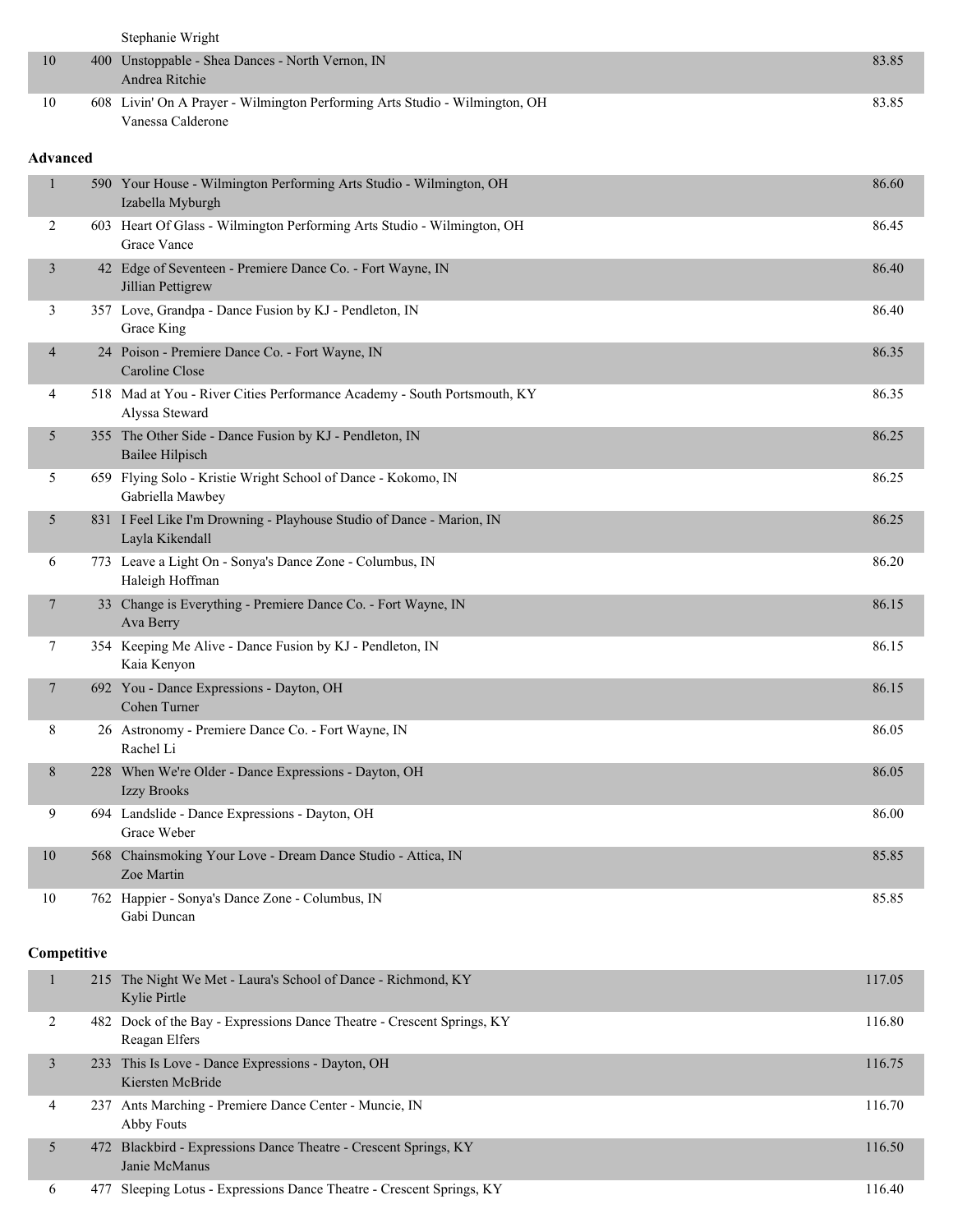| | | | |
|---|---|---|---|
| | | Stephanie Wright | |
| 10 | 400 | Unstoppable - Shea Dances - North Vernon, IN<br>Andrea Ritchie | 83.85 |
| 10 | 608 | Livin' On A Prayer - Wilmington Performing Arts Studio - Wilmington, OH<br>Vanessa Calderone | 83.85 |

**Advanced**

| | | | |
|---|---|---|---|
| 1 | 590 | Your House - Wilmington Performing Arts Studio - Wilmington, OH<br>Izabella Myburgh | 86.60 |
| 2 | 603 | Heart Of Glass - Wilmington Performing Arts Studio - Wilmington, OH<br>Grace Vance | 86.45 |
| 3 | 42 | Edge of Seventeen - Premiere Dance Co. - Fort Wayne, IN<br>Jillian Pettigrew | 86.40 |
| 3 | 357 | Love, Grandpa - Dance Fusion by KJ - Pendleton, IN<br>Grace King | 86.40 |
| 4 | 24 | Poison - Premiere Dance Co. - Fort Wayne, IN<br>Caroline Close | 86.35 |
| 4 | 518 | Mad at You - River Cities Performance Academy - South Portsmouth, KY<br>Alyssa Steward | 86.35 |
| 5 | 355 | The Other Side - Dance Fusion by KJ - Pendleton, IN<br>Bailee Hilpisch | 86.25 |
| 5 | 659 | Flying Solo - Kristie Wright School of Dance - Kokomo, IN<br>Gabriella Mawbey | 86.25 |
| 5 | 831 | I Feel Like I'm Drowning - Playhouse Studio of Dance - Marion, IN<br>Layla Kikendall | 86.25 |
| 6 | 773 | Leave a Light On - Sonya's Dance Zone - Columbus, IN<br>Haleigh Hoffman | 86.20 |
| 7 | 33 | Change is Everything - Premiere Dance Co. - Fort Wayne, IN<br>Ava Berry | 86.15 |
| 7 | 354 | Keeping Me Alive - Dance Fusion by KJ - Pendleton, IN<br>Kaia Kenyon | 86.15 |
| 7 | 692 | You - Dance Expressions - Dayton, OH<br>Cohen Turner | 86.15 |
| 8 | 26 | Astronomy - Premiere Dance Co. - Fort Wayne, IN<br>Rachel Li | 86.05 |
| 8 | 228 | When We're Older - Dance Expressions - Dayton, OH<br>Izzy Brooks | 86.05 |
| 9 | 694 | Landslide - Dance Expressions - Dayton, OH<br>Grace Weber | 86.00 |
| 10 | 568 | Chainsmoking Your Love - Dream Dance Studio - Attica, IN<br>Zoe Martin | 85.85 |
| 10 | 762 | Happier - Sonya's Dance Zone - Columbus, IN<br>Gabi Duncan | 85.85 |

**Competitive**

| | | | |
|---|---|---|---|
| 1 | 215 | The Night We Met - Laura's School of Dance - Richmond, KY<br>Kylie Pirtle | 117.05 |
| 2 | 482 | Dock of the Bay - Expressions Dance Theatre - Crescent Springs, KY<br>Reagan Elfers | 116.80 |
| 3 | 233 | This Is Love - Dance Expressions - Dayton, OH<br>Kiersten McBride | 116.75 |
| 4 | 237 | Ants Marching - Premiere Dance Center - Muncie, IN<br>Abby Fouts | 116.70 |
| 5 | 472 | Blackbird - Expressions Dance Theatre - Crescent Springs, KY<br>Janie McManus | 116.50 |
| 6 | 477 | Sleeping Lotus - Expressions Dance Theatre - Crescent Springs, KY | 116.40 |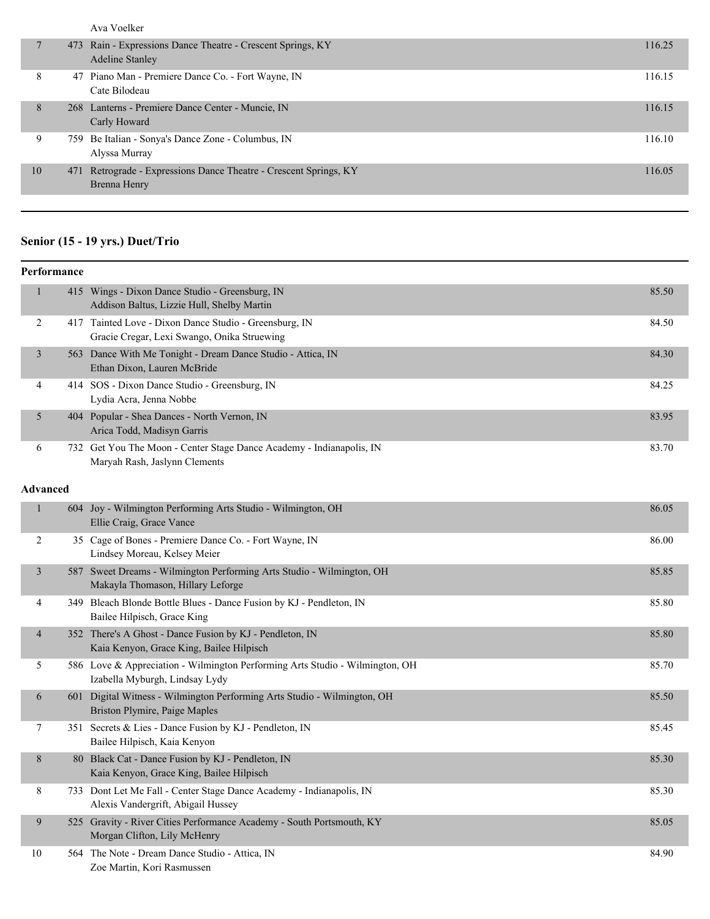| | | | |
|---|---|---|---|
| | | Ava Voelker | |
| 7 | 473 | Rain - Expressions Dance Theatre - Crescent Springs, KY<br>Adeline Stanley | 116.25 |
| 8 | 47 | Piano Man - Premiere Dance Co. - Fort Wayne, IN<br>Cate Bilodeau | 116.15 |
| 8 | 268 | Lanterns - Premiere Dance Center - Muncie, IN<br>Carly Howard | 116.15 |
| 9 | 759 | Be Italian - Sonya's Dance Zone - Columbus, IN<br>Alyssa Murray | 116.10 |
| 10 | 471 | Retrograde - Expressions Dance Theatre - Crescent Springs, KY<br>Brenna Henry | 116.05 |

## Senior (15 - 19 yrs.) Duet/Trio

**Performance**

| | | | |
|---|---|---|---|
| 1 | 415 | Wings - Dixon Dance Studio - Greensburg, IN<br>Addison Baltus, Lizzie Hull, Shelby Martin | 85.50 |
| 2 | 417 | Tainted Love - Dixon Dance Studio - Greensburg, IN<br>Gracie Cregar, Lexi Swango, Onika Struewing | 84.50 |
| 3 | 563 | Dance With Me Tonight - Dream Dance Studio - Attica, IN<br>Ethan Dixon, Lauren McBride | 84.30 |
| 4 | 414 | SOS - Dixon Dance Studio - Greensburg, IN<br>Lydia Acra, Jenna Nobbe | 84.25 |
| 5 | 404 | Popular - Shea Dances - North Vernon, IN<br>Arica Todd, Madisyn Garris | 83.95 |
| 6 | 732 | Get You The Moon - Center Stage Dance Academy - Indianapolis, IN<br>Maryah Rash, Jaslynn Clements | 83.70 |

**Advanced**

| | | | |
|---|---|---|---|
| 1 | 604 | Joy - Wilmington Performing Arts Studio - Wilmington, OH<br>Ellie Craig, Grace Vance | 86.05 |
| 2 | 35 | Cage of Bones - Premiere Dance Co. - Fort Wayne, IN<br>Lindsey Moreau, Kelsey Meier | 86.00 |
| 3 | 587 | Sweet Dreams - Wilmington Performing Arts Studio - Wilmington, OH<br>Makayla Thomason, Hillary Leforge | 85.85 |
| 4 | 349 | Bleach Blonde Bottle Blues - Dance Fusion by KJ - Pendleton, IN<br>Bailee Hilpisch, Grace King | 85.80 |
| 4 | 352 | There's A Ghost - Dance Fusion by KJ - Pendleton, IN<br>Kaia Kenyon, Grace King, Bailee Hilpisch | 85.80 |
| 5 | 586 | Love & Appreciation - Wilmington Performing Arts Studio - Wilmington, OH<br>Izabella Myburgh, Lindsay Lydy | 85.70 |
| 6 | 601 | Digital Witness - Wilmington Performing Arts Studio - Wilmington, OH<br>Briston Plymire, Paige Maples | 85.50 |
| 7 | 351 | Secrets & Lies - Dance Fusion by KJ - Pendleton, IN<br>Bailee Hilpisch, Kaia Kenyon | 85.45 |
| 8 | 80 | Black Cat - Dance Fusion by KJ - Pendleton, IN<br>Kaia Kenyon, Grace King, Bailee Hilpisch | 85.30 |
| 8 | 733 | Dont Let Me Fall - Center Stage Dance Academy - Indianapolis, IN<br>Alexis Vandergrift, Abigail Hussey | 85.30 |
| 9 | 525 | Gravity - River Cities Performance Academy - South Portsmouth, KY<br>Morgan Clifton, Lily McHenry | 85.05 |
| 10 | 564 | The Note - Dream Dance Studio - Attica, IN<br>Zoe Martin, Kori Rasmussen | 84.90 |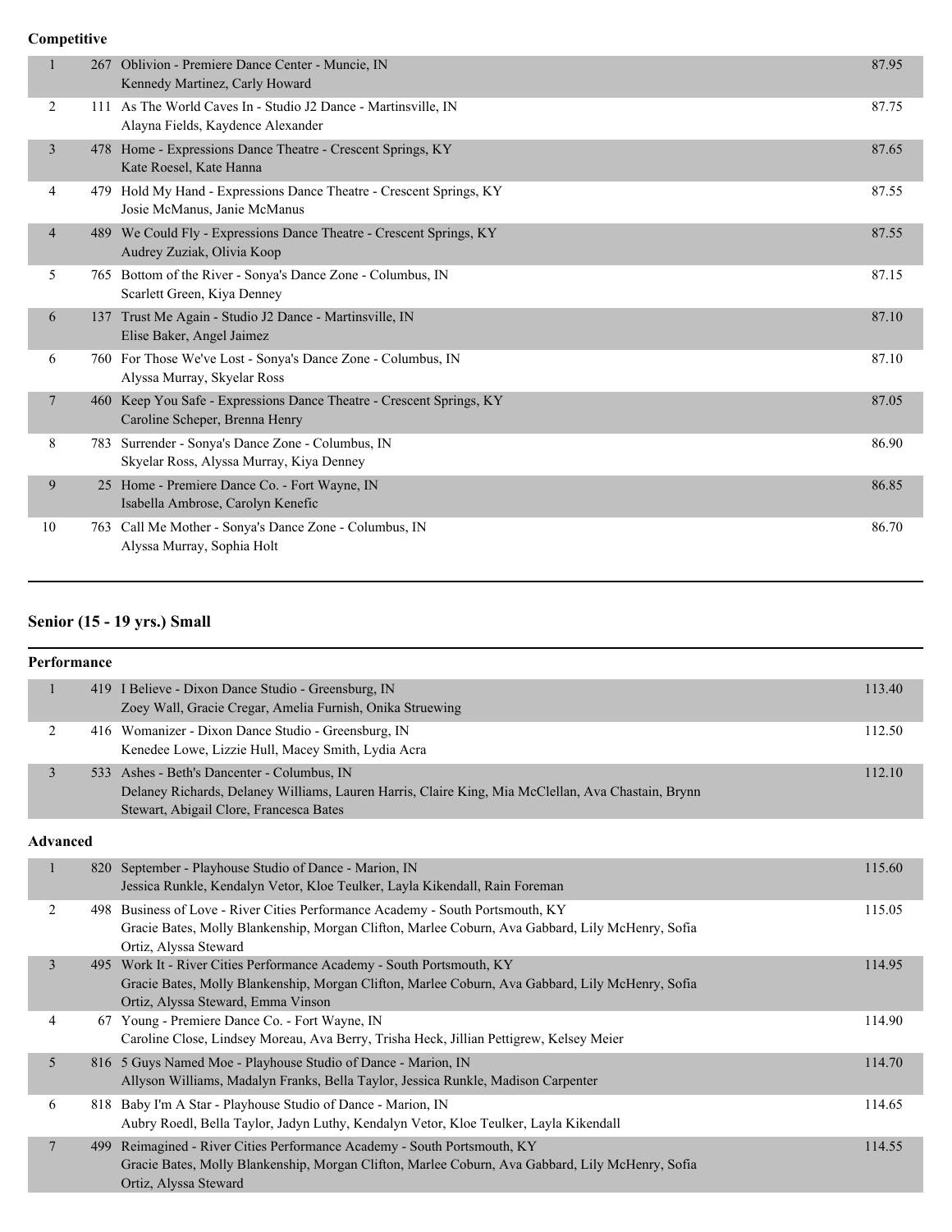**Competitive**

| Place | No. | Entry | Score |
|---|---|---|---|
| 1 | 267 | Oblivion - Premiere Dance Center - Muncie, IN<br>Kennedy Martinez, Carly Howard | 87.95 |
| 2 | 111 | As The World Caves In - Studio J2 Dance - Martinsville, IN<br>Alayna Fields, Kaydence Alexander | 87.75 |
| 3 | 478 | Home - Expressions Dance Theatre - Crescent Springs, KY<br>Kate Roesel, Kate Hanna | 87.65 |
| 4 | 479 | Hold My Hand - Expressions Dance Theatre - Crescent Springs, KY<br>Josie McManus, Janie McManus | 87.55 |
| 4 | 489 | We Could Fly - Expressions Dance Theatre - Crescent Springs, KY<br>Audrey Zuziak, Olivia Koop | 87.55 |
| 5 | 765 | Bottom of the River - Sonya's Dance Zone - Columbus, IN<br>Scarlett Green, Kiya Denney | 87.15 |
| 6 | 137 | Trust Me Again - Studio J2 Dance - Martinsville, IN<br>Elise Baker, Angel Jaimez | 87.10 |
| 6 | 760 | For Those We've Lost - Sonya's Dance Zone - Columbus, IN<br>Alyssa Murray, Skyelar Ross | 87.10 |
| 7 | 460 | Keep You Safe - Expressions Dance Theatre - Crescent Springs, KY<br>Caroline Scheper, Brenna Henry | 87.05 |
| 8 | 783 | Surrender - Sonya's Dance Zone - Columbus, IN<br>Skyelar Ross, Alyssa Murray, Kiya Denney | 86.90 |
| 9 | 25 | Home - Premiere Dance Co. - Fort Wayne, IN<br>Isabella Ambrose, Carolyn Kenefic | 86.85 |
| 10 | 763 | Call Me Mother - Sonya's Dance Zone - Columbus, IN<br>Alyssa Murray, Sophia Holt | 86.70 |

## Senior (15 - 19 yrs.) Small

**Performance**

| Place | No. | Entry | Score |
|---|---|---|---|
| 1 | 419 | I Believe - Dixon Dance Studio - Greensburg, IN<br>Zoey Wall, Gracie Cregar, Amelia Furnish, Onika Struewing | 113.40 |
| 2 | 416 | Womanizer - Dixon Dance Studio - Greensburg, IN<br>Kenedee Lowe, Lizzie Hull, Macey Smith, Lydia Acra | 112.50 |
| 3 | 533 | Ashes - Beth's Dancenter - Columbus, IN<br>Delaney Richards, Delaney Williams, Lauren Harris, Claire King, Mia McClellan, Ava Chastain, Brynn Stewart, Abigail Clore, Francesca Bates | 112.10 |

**Advanced**

| Place | No. | Entry | Score |
|---|---|---|---|
| 1 | 820 | September - Playhouse Studio of Dance - Marion, IN<br>Jessica Runkle, Kendalyn Vetor, Kloe Teulker, Layla Kikendall, Rain Foreman | 115.60 |
| 2 | 498 | Business of Love - River Cities Performance Academy - South Portsmouth, KY<br>Gracie Bates, Molly Blankenship, Morgan Clifton, Marlee Coburn, Ava Gabbard, Lily McHenry, Sofia Ortiz, Alyssa Steward | 115.05 |
| 3 | 495 | Work It - River Cities Performance Academy - South Portsmouth, KY<br>Gracie Bates, Molly Blankenship, Morgan Clifton, Marlee Coburn, Ava Gabbard, Lily McHenry, Sofia Ortiz, Alyssa Steward, Emma Vinson | 114.95 |
| 4 | 67 | Young - Premiere Dance Co. - Fort Wayne, IN<br>Caroline Close, Lindsey Moreau, Ava Berry, Trisha Heck, Jillian Pettigrew, Kelsey Meier | 114.90 |
| 5 | 816 | 5 Guys Named Moe - Playhouse Studio of Dance - Marion, IN<br>Allyson Williams, Madalyn Franks, Bella Taylor, Jessica Runkle, Madison Carpenter | 114.70 |
| 6 | 818 | Baby I'm A Star - Playhouse Studio of Dance - Marion, IN<br>Aubry Roedl, Bella Taylor, Jadyn Luthy, Kendalyn Vetor, Kloe Teulker, Layla Kikendall | 114.65 |
| 7 | 499 | Reimagined - River Cities Performance Academy - South Portsmouth, KY<br>Gracie Bates, Molly Blankenship, Morgan Clifton, Marlee Coburn, Ava Gabbard, Lily McHenry, Sofia Ortiz, Alyssa Steward | 114.55 |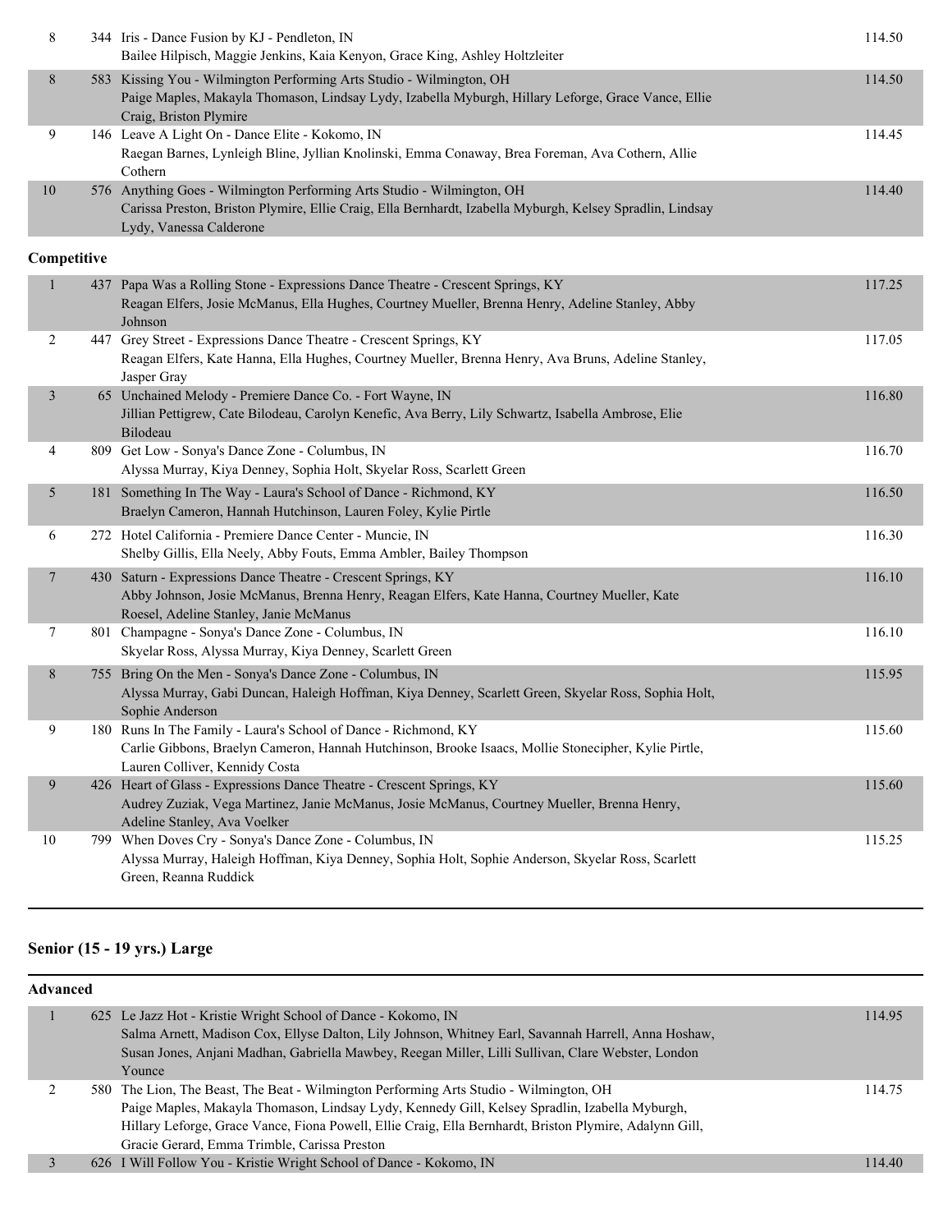| Place | # | Routine / Studio / Dancers | Score |
|---|---|---|---|
| 8 | 344 | Iris - Dance Fusion by KJ - Pendleton, IN<br>Bailee Hilpisch, Maggie Jenkins, Kaia Kenyon, Grace King, Ashley Holtzleiter | 114.50 |
| 8 | 583 | Kissing You - Wilmington Performing Arts Studio - Wilmington, OH<br>Paige Maples, Makayla Thomason, Lindsay Lydy, Izabella Myburgh, Hillary Leforge, Grace Vance, Ellie Craig, Briston Plymire | 114.50 |
| 9 | 146 | Leave A Light On - Dance Elite - Kokomo, IN<br>Raegan Barnes, Lynleigh Bline, Jyllian Knolinski, Emma Conaway, Brea Foreman, Ava Cothern, Allie Cothern | 114.45 |
| 10 | 576 | Anything Goes - Wilmington Performing Arts Studio - Wilmington, OH<br>Carissa Preston, Briston Plymire, Ellie Craig, Ella Bernhardt, Izabella Myburgh, Kelsey Spradlin, Lindsay Lydy, Vanessa Calderone | 114.40 |

**Competitive**

| Place | # | Routine / Studio / Dancers | Score |
|---|---|---|---|
| 1 | 437 | Papa Was a Rolling Stone - Expressions Dance Theatre - Crescent Springs, KY<br>Reagan Elfers, Josie McManus, Ella Hughes, Courtney Mueller, Brenna Henry, Adeline Stanley, Abby Johnson | 117.25 |
| 2 | 447 | Grey Street - Expressions Dance Theatre - Crescent Springs, KY<br>Reagan Elfers, Kate Hanna, Ella Hughes, Courtney Mueller, Brenna Henry, Ava Bruns, Adeline Stanley, Jasper Gray | 117.05 |
| 3 | 65 | Unchained Melody - Premiere Dance Co. - Fort Wayne, IN<br>Jillian Pettigrew, Cate Bilodeau, Carolyn Kenefic, Ava Berry, Lily Schwartz, Isabella Ambrose, Elie Bilodeau | 116.80 |
| 4 | 809 | Get Low - Sonya's Dance Zone - Columbus, IN<br>Alyssa Murray, Kiya Denney, Sophia Holt, Skyelar Ross, Scarlett Green | 116.70 |
| 5 | 181 | Something In The Way - Laura's School of Dance - Richmond, KY<br>Braelyn Cameron, Hannah Hutchinson, Lauren Foley, Kylie Pirtle | 116.50 |
| 6 | 272 | Hotel California - Premiere Dance Center - Muncie, IN<br>Shelby Gillis, Ella Neely, Abby Fouts, Emma Ambler, Bailey Thompson | 116.30 |
| 7 | 430 | Saturn - Expressions Dance Theatre - Crescent Springs, KY<br>Abby Johnson, Josie McManus, Brenna Henry, Reagan Elfers, Kate Hanna, Courtney Mueller, Kate Roesel, Adeline Stanley, Janie McManus | 116.10 |
| 7 | 801 | Champagne - Sonya's Dance Zone - Columbus, IN<br>Skyelar Ross, Alyssa Murray, Kiya Denney, Scarlett Green | 116.10 |
| 8 | 755 | Bring On the Men - Sonya's Dance Zone - Columbus, IN<br>Alyssa Murray, Gabi Duncan, Haleigh Hoffman, Kiya Denney, Scarlett Green, Skyelar Ross, Sophia Holt, Sophie Anderson | 115.95 |
| 9 | 180 | Runs In The Family - Laura's School of Dance - Richmond, KY<br>Carlie Gibbons, Braelyn Cameron, Hannah Hutchinson, Brooke Isaacs, Mollie Stonecipher, Kylie Pirtle, Lauren Colliver, Kennidy Costa | 115.60 |
| 9 | 426 | Heart of Glass - Expressions Dance Theatre - Crescent Springs, KY<br>Audrey Zuziak, Vega Martinez, Janie McManus, Josie McManus, Courtney Mueller, Brenna Henry, Adeline Stanley, Ava Voelker | 115.60 |
| 10 | 799 | When Doves Cry - Sonya's Dance Zone - Columbus, IN<br>Alyssa Murray, Haleigh Hoffman, Kiya Denney, Sophia Holt, Sophie Anderson, Skyelar Ross, Scarlett Green, Reanna Ruddick | 115.25 |

## Senior (15 - 19 yrs.) Large

**Advanced**

| Place | # | Routine / Studio / Dancers | Score |
|---|---|---|---|
| 1 | 625 | Le Jazz Hot - Kristie Wright School of Dance - Kokomo, IN<br>Salma Arnett, Madison Cox, Ellyse Dalton, Lily Johnson, Whitney Earl, Savannah Harrell, Anna Hoshaw, Susan Jones, Anjani Madhan, Gabriella Mawbey, Reegan Miller, Lilli Sullivan, Clare Webster, London Younce | 114.95 |
| 2 | 580 | The Lion, The Beast, The Beat - Wilmington Performing Arts Studio - Wilmington, OH<br>Paige Maples, Makayla Thomason, Lindsay Lydy, Kennedy Gill, Kelsey Spradlin, Izabella Myburgh, Hillary Leforge, Grace Vance, Fiona Powell, Ellie Craig, Ella Bernhardt, Briston Plymire, Adalynn Gill, Gracie Gerard, Emma Trimble, Carissa Preston | 114.75 |
| 3 | 626 | I Will Follow You - Kristie Wright School of Dance - Kokomo, IN | 114.40 |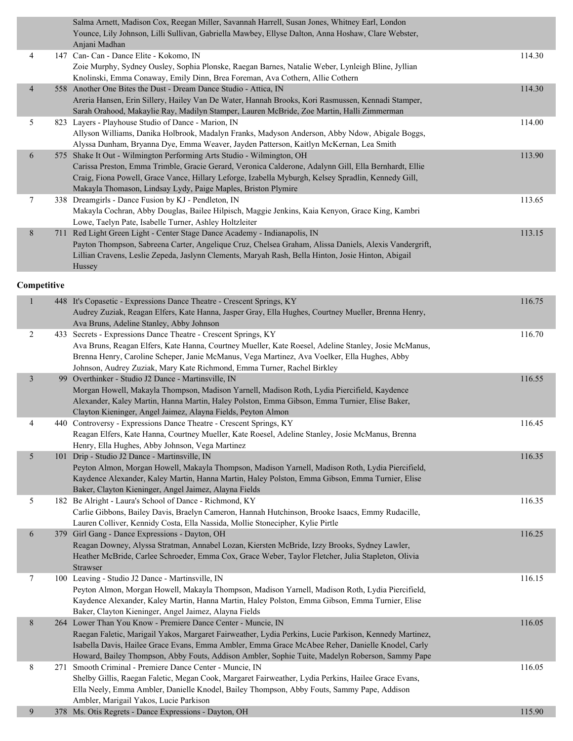| | | | |
|---|---|---|---|
| | | Salma Arnett, Madison Cox, Reegan Miller, Savannah Harrell, Susan Jones, Whitney Earl, London Younce, Lily Johnson, Lilli Sullivan, Gabriella Mawbey, Ellyse Dalton, Anna Hoshaw, Clare Webster, Anjani Madhan | |
| 4 | 147 | Can- Can - Dance Elite - Kokomo, IN<br>Zoie Murphy, Sydney Ousley, Sophia Plonske, Raegan Barnes, Natalie Weber, Lynleigh Bline, Jyllian Knolinski, Emma Conaway, Emily Dinn, Brea Foreman, Ava Cothern, Allie Cothern | 114.30 |
| 4 | 558 | Another One Bites the Dust - Dream Dance Studio - Attica, IN<br>Areria Hansen, Erin Sillery, Hailey Van De Water, Hannah Brooks, Kori Rasmussen, Kennadi Stamper, Sarah Orahood, Makaylie Ray, Madilyn Stamper, Lauren McBride, Zoe Martin, Halli Zimmerman | 114.30 |
| 5 | 823 | Layers - Playhouse Studio of Dance - Marion, IN<br>Allyson Williams, Danika Holbrook, Madalyn Franks, Madyson Anderson, Abby Ndow, Abigale Boggs, Alyssa Dunham, Bryanna Dye, Emma Weaver, Jayden Patterson, Kaitlyn McKernan, Lea Smith | 114.00 |
| 6 | 575 | Shake It Out - Wilmington Performing Arts Studio - Wilmington, OH<br>Carissa Preston, Emma Trimble, Gracie Gerard, Veronica Calderone, Adalynn Gill, Ella Bernhardt, Ellie Craig, Fiona Powell, Grace Vance, Hillary Leforge, Izabella Myburgh, Kelsey Spradlin, Kennedy Gill, Makayla Thomason, Lindsay Lydy, Paige Maples, Briston Plymire | 113.90 |
| 7 | 338 | Dreamgirls - Dance Fusion by KJ - Pendleton, IN<br>Makayla Cochran, Abby Douglas, Bailee Hilpisch, Maggie Jenkins, Kaia Kenyon, Grace King, Kambri Lowe, Taelyn Pate, Isabelle Turner, Ashley Holtzleiter | 113.65 |
| 8 | 711 | Red Light Green Light - Center Stage Dance Academy - Indianapolis, IN<br>Payton Thompson, Sabreena Carter, Angelique Cruz, Chelsea Graham, Alissa Daniels, Alexis Vandergrift, Lillian Cravens, Leslie Zepeda, Jaslynn Clements, Maryah Rash, Bella Hinton, Josie Hinton, Abigail Hussey | 113.15 |

**Competitive**

| | | | |
|---|---|---|---|
| 1 | 448 | It's Copasetic - Expressions Dance Theatre - Crescent Springs, KY<br>Audrey Zuziak, Reagan Elfers, Kate Hanna, Jasper Gray, Ella Hughes, Courtney Mueller, Brenna Henry, Ava Bruns, Adeline Stanley, Abby Johnson | 116.75 |
| 2 | 433 | Secrets - Expressions Dance Theatre - Crescent Springs, KY<br>Ava Bruns, Reagan Elfers, Kate Hanna, Courtney Mueller, Kate Roesel, Adeline Stanley, Josie McManus, Brenna Henry, Caroline Scheper, Janie McManus, Vega Martinez, Ava Voelker, Ella Hughes, Abby Johnson, Audrey Zuziak, Mary Kate Richmond, Emma Turner, Rachel Birkley | 116.70 |
| 3 | 99 | Overthinker - Studio J2 Dance - Martinsville, IN<br>Morgan Howell, Makayla Thompson, Madison Yarnell, Madison Roth, Lydia Piercifield, Kaydence Alexander, Kaley Martin, Hanna Martin, Haley Polston, Emma Gibson, Emma Turnier, Elise Baker, Clayton Kieninger, Angel Jaimez, Alayna Fields, Peyton Almon | 116.55 |
| 4 | 440 | Controversy - Expressions Dance Theatre - Crescent Springs, KY<br>Reagan Elfers, Kate Hanna, Courtney Mueller, Kate Roesel, Adeline Stanley, Josie McManus, Brenna Henry, Ella Hughes, Abby Johnson, Vega Martinez | 116.45 |
| 5 | 101 | Drip - Studio J2 Dance - Martinsville, IN<br>Peyton Almon, Morgan Howell, Makayla Thompson, Madison Yarnell, Madison Roth, Lydia Piercifield, Kaydence Alexander, Kaley Martin, Hanna Martin, Haley Polston, Emma Gibson, Emma Turnier, Elise Baker, Clayton Kieninger, Angel Jaimez, Alayna Fields | 116.35 |
| 5 | 182 | Be Alright - Laura's School of Dance - Richmond, KY<br>Carlie Gibbons, Bailey Davis, Braelyn Cameron, Hannah Hutchinson, Brooke Isaacs, Emmy Rudacille, Lauren Colliver, Kennidy Costa, Ella Nassida, Mollie Stonecipher, Kylie Pirtle | 116.35 |
| 6 | 379 | Girl Gang - Dance Expressions - Dayton, OH<br>Reagan Downey, Alyssa Stratman, Annabel Lozan, Kiersten McBride, Izzy Brooks, Sydney Lawler, Heather McBride, Carlee Schroeder, Emma Cox, Grace Weber, Taylor Fletcher, Julia Stapleton, Olivia Strawser | 116.25 |
| 7 | 100 | Leaving - Studio J2 Dance - Martinsville, IN<br>Peyton Almon, Morgan Howell, Makayla Thompson, Madison Yarnell, Madison Roth, Lydia Piercifield, Kaydence Alexander, Kaley Martin, Hanna Martin, Haley Polston, Emma Gibson, Emma Turnier, Elise Baker, Clayton Kieninger, Angel Jaimez, Alayna Fields | 116.15 |
| 8 | 264 | Lower Than You Know - Premiere Dance Center - Muncie, IN<br>Raegan Faletic, Marigail Yakos, Margaret Fairweather, Lydia Perkins, Lucie Parkison, Kennedy Martinez, Isabella Davis, Hailee Grace Evans, Emma Ambler, Emma Grace McAbee Reher, Danielle Knodel, Carly Howard, Bailey Thompson, Abby Fouts, Addison Ambler, Sophie Tuite, Madelyn Roberson, Sammy Pape | 116.05 |
| 8 | 271 | Smooth Criminal - Premiere Dance Center - Muncie, IN<br>Shelby Gillis, Raegan Faletic, Megan Cook, Margaret Fairweather, Lydia Perkins, Hailee Grace Evans, Ella Neely, Emma Ambler, Danielle Knodel, Bailey Thompson, Abby Fouts, Sammy Pape, Addison Ambler, Marigail Yakos, Lucie Parkison | 116.05 |
| 9 | 378 | Ms. Otis Regrets - Dance Expressions - Dayton, OH | 115.90 |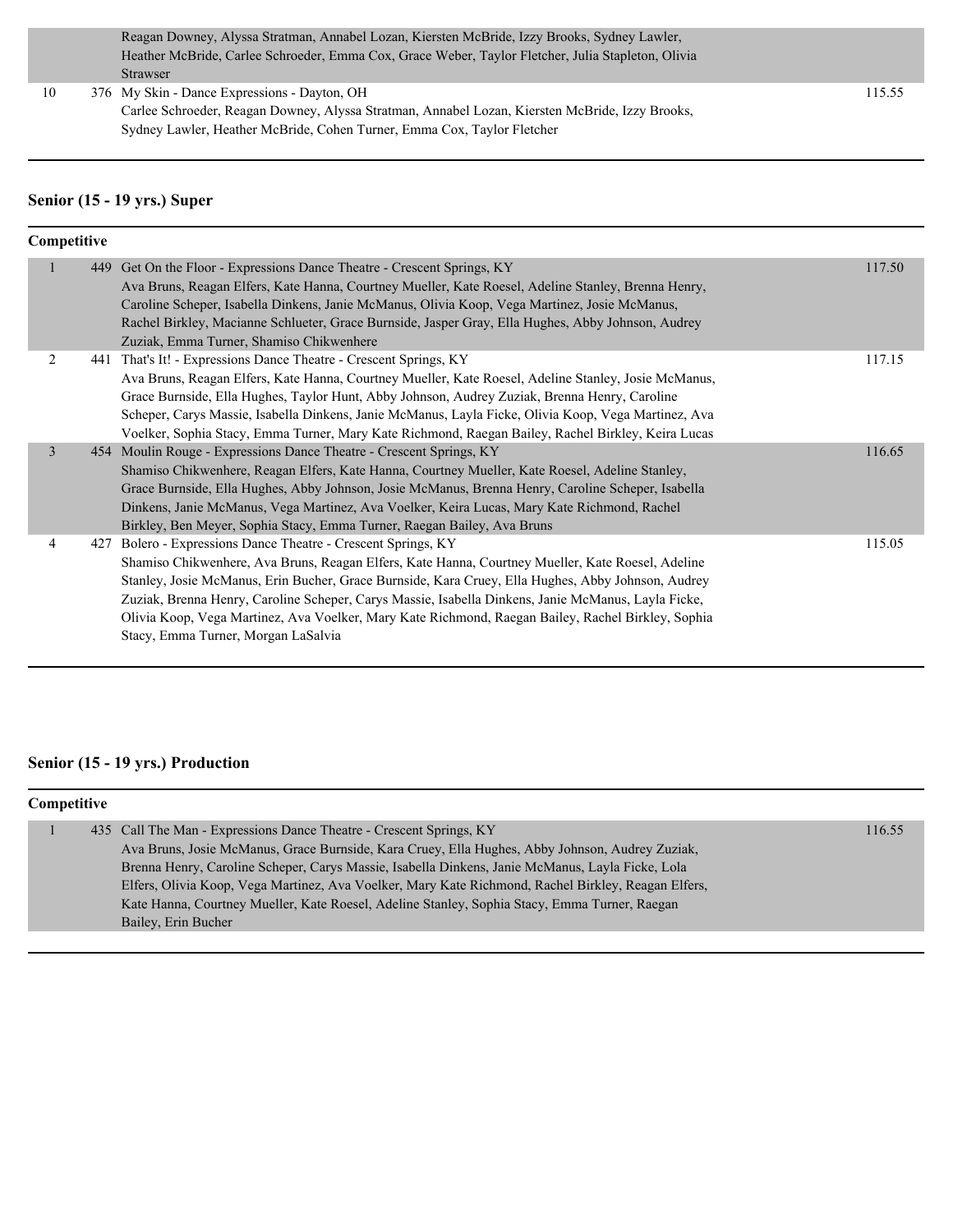| | | | |
|---|---|---|---|
| | | Reagan Downey, Alyssa Stratman, Annabel Lozan, Kiersten McBride, Izzy Brooks, Sydney Lawler, Heather McBride, Carlee Schroeder, Emma Cox, Grace Weber, Taylor Fletcher, Julia Stapleton, Olivia Strawser | |
| 10 | 376 | My Skin - Dance Expressions - Dayton, OH<br>Carlee Schroeder, Reagan Downey, Alyssa Stratman, Annabel Lozan, Kiersten McBride, Izzy Brooks, Sydney Lawler, Heather McBride, Cohen Turner, Emma Cox, Taylor Fletcher | 115.55 |

## Senior (15 - 19 yrs.) Super

### Competitive

| | | | |
|---|---|---|---|
| 1 | 449 | Get On the Floor - Expressions Dance Theatre - Crescent Springs, KY<br>Ava Bruns, Reagan Elfers, Kate Hanna, Courtney Mueller, Kate Roesel, Adeline Stanley, Brenna Henry, Caroline Scheper, Isabella Dinkens, Janie McManus, Olivia Koop, Vega Martinez, Josie McManus, Rachel Birkley, Macianne Schlueter, Grace Burnside, Jasper Gray, Ella Hughes, Abby Johnson, Audrey Zuziak, Emma Turner, Shamiso Chikwenhere | 117.50 |
| 2 | 441 | That's It! - Expressions Dance Theatre - Crescent Springs, KY<br>Ava Bruns, Reagan Elfers, Kate Hanna, Courtney Mueller, Kate Roesel, Adeline Stanley, Josie McManus, Grace Burnside, Ella Hughes, Taylor Hunt, Abby Johnson, Audrey Zuziak, Brenna Henry, Caroline Scheper, Carys Massie, Isabella Dinkens, Janie McManus, Layla Ficke, Olivia Koop, Vega Martinez, Ava Voelker, Sophia Stacy, Emma Turner, Mary Kate Richmond, Raegan Bailey, Rachel Birkley, Keira Lucas | 117.15 |
| 3 | 454 | Moulin Rouge - Expressions Dance Theatre - Crescent Springs, KY<br>Shamiso Chikwenhere, Reagan Elfers, Kate Hanna, Courtney Mueller, Kate Roesel, Adeline Stanley, Grace Burnside, Ella Hughes, Abby Johnson, Josie McManus, Brenna Henry, Caroline Scheper, Isabella Dinkens, Janie McManus, Vega Martinez, Ava Voelker, Keira Lucas, Mary Kate Richmond, Rachel Birkley, Ben Meyer, Sophia Stacy, Emma Turner, Raegan Bailey, Ava Bruns | 116.65 |
| 4 | 427 | Bolero - Expressions Dance Theatre - Crescent Springs, KY<br>Shamiso Chikwenhere, Ava Bruns, Reagan Elfers, Kate Hanna, Courtney Mueller, Kate Roesel, Adeline Stanley, Josie McManus, Erin Bucher, Grace Burnside, Kara Cruey, Ella Hughes, Abby Johnson, Audrey Zuziak, Brenna Henry, Caroline Scheper, Carys Massie, Isabella Dinkens, Janie McManus, Layla Ficke, Olivia Koop, Vega Martinez, Ava Voelker, Mary Kate Richmond, Raegan Bailey, Rachel Birkley, Sophia Stacy, Emma Turner, Morgan LaSalvia | 115.05 |

## Senior (15 - 19 yrs.) Production

### Competitive

| | | | |
|---|---|---|---|
| 1 | 435 | Call The Man - Expressions Dance Theatre - Crescent Springs, KY<br>Ava Bruns, Josie McManus, Grace Burnside, Kara Cruey, Ella Hughes, Abby Johnson, Audrey Zuziak, Brenna Henry, Caroline Scheper, Carys Massie, Isabella Dinkens, Janie McManus, Layla Ficke, Lola Elfers, Olivia Koop, Vega Martinez, Ava Voelker, Mary Kate Richmond, Rachel Birkley, Reagan Elfers, Kate Hanna, Courtney Mueller, Kate Roesel, Adeline Stanley, Sophia Stacy, Emma Turner, Raegan Bailey, Erin Bucher | 116.55 |